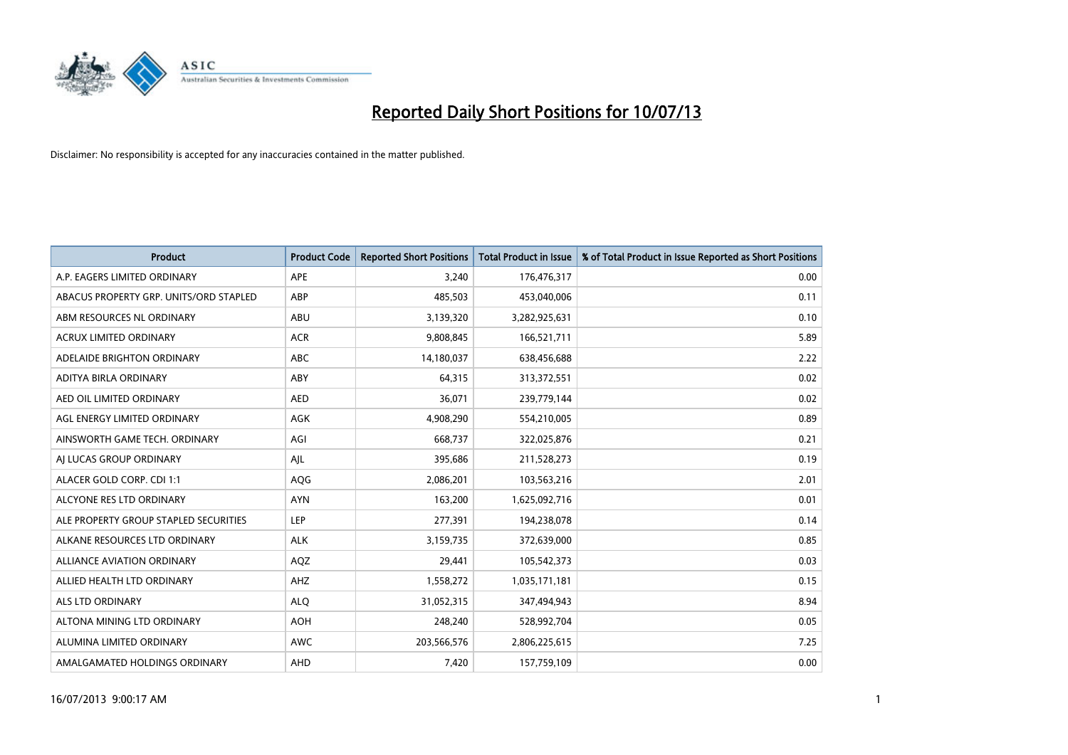# Reported Daily Short Positions for 10/07/13

Disclaimer: No responsibility is accepted for any inaccuracies contained in the matter published.

| Product | Product Code | Reported Short Positions | Total Product in Issue | % of Total Product in Issue Reported as Short Positions |
|---|---|---|---|---|
| A.P. EAGERS LIMITED ORDINARY | APE | 3,240 | 176,476,317 | 0.00 |
| ABACUS PROPERTY GRP. UNITS/ORD STAPLED | ABP | 485,503 | 453,040,006 | 0.11 |
| ABM RESOURCES NL ORDINARY | ABU | 3,139,320 | 3,282,925,631 | 0.10 |
| ACRUX LIMITED ORDINARY | ACR | 9,808,845 | 166,521,711 | 5.89 |
| ADELAIDE BRIGHTON ORDINARY | ABC | 14,180,037 | 638,456,688 | 2.22 |
| ADITYA BIRLA ORDINARY | ABY | 64,315 | 313,372,551 | 0.02 |
| AED OIL LIMITED ORDINARY | AED | 36,071 | 239,779,144 | 0.02 |
| AGL ENERGY LIMITED ORDINARY | AGK | 4,908,290 | 554,210,005 | 0.89 |
| AINSWORTH GAME TECH. ORDINARY | AGI | 668,737 | 322,025,876 | 0.21 |
| AJ LUCAS GROUP ORDINARY | AJL | 395,686 | 211,528,273 | 0.19 |
| ALACER GOLD CORP. CDI 1:1 | AQG | 2,086,201 | 103,563,216 | 2.01 |
| ALCYONE RES LTD ORDINARY | AYN | 163,200 | 1,625,092,716 | 0.01 |
| ALE PROPERTY GROUP STAPLED SECURITIES | LEP | 277,391 | 194,238,078 | 0.14 |
| ALKANE RESOURCES LTD ORDINARY | ALK | 3,159,735 | 372,639,000 | 0.85 |
| ALLIANCE AVIATION ORDINARY | AQZ | 29,441 | 105,542,373 | 0.03 |
| ALLIED HEALTH LTD ORDINARY | AHZ | 1,558,272 | 1,035,171,181 | 0.15 |
| ALS LTD ORDINARY | ALQ | 31,052,315 | 347,494,943 | 8.94 |
| ALTONA MINING LTD ORDINARY | AOH | 248,240 | 528,992,704 | 0.05 |
| ALUMINA LIMITED ORDINARY | AWC | 203,566,576 | 2,806,225,615 | 7.25 |
| AMALGAMATED HOLDINGS ORDINARY | AHD | 7,420 | 157,759,109 | 0.00 |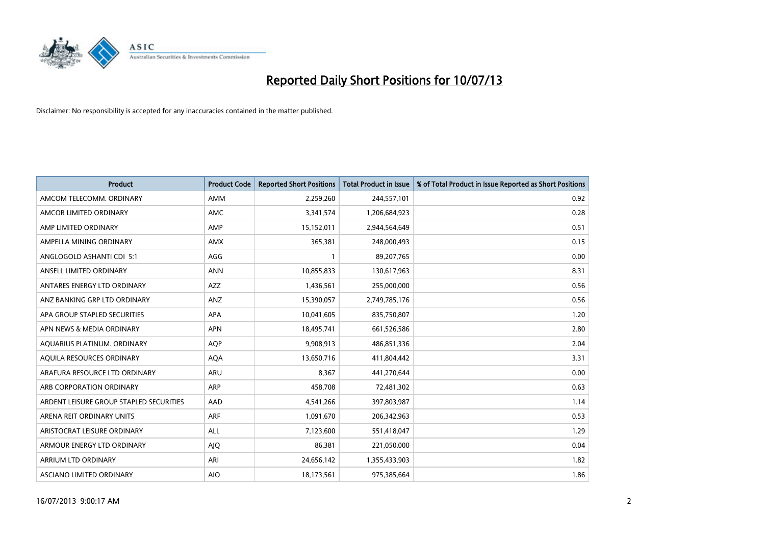# Reported Daily Short Positions for 10/07/13

Disclaimer: No responsibility is accepted for any inaccuracies contained in the matter published.

| Product | Product Code | Reported Short Positions | Total Product in Issue | % of Total Product in Issue Reported as Short Positions |
|---|---|---|---|---|
| AMCOM TELECOMM. ORDINARY | AMM | 2,259,260 | 244,557,101 | 0.92 |
| AMCOR LIMITED ORDINARY | AMC | 3,341,574 | 1,206,684,923 | 0.28 |
| AMP LIMITED ORDINARY | AMP | 15,152,011 | 2,944,564,649 | 0.51 |
| AMPELLA MINING ORDINARY | AMX | 365,381 | 248,000,493 | 0.15 |
| ANGLOGOLD ASHANTI CDI 5:1 | AGG | 1 | 89,207,765 | 0.00 |
| ANSELL LIMITED ORDINARY | ANN | 10,855,833 | 130,617,963 | 8.31 |
| ANTARES ENERGY LTD ORDINARY | AZZ | 1,436,561 | 255,000,000 | 0.56 |
| ANZ BANKING GRP LTD ORDINARY | ANZ | 15,390,057 | 2,749,785,176 | 0.56 |
| APA GROUP STAPLED SECURITIES | APA | 10,041,605 | 835,750,807 | 1.20 |
| APN NEWS & MEDIA ORDINARY | APN | 18,495,741 | 661,526,586 | 2.80 |
| AQUARIUS PLATINUM. ORDINARY | AQP | 9,908,913 | 486,851,336 | 2.04 |
| AQUILA RESOURCES ORDINARY | AQA | 13,650,716 | 411,804,442 | 3.31 |
| ARAFURA RESOURCE LTD ORDINARY | ARU | 8,367 | 441,270,644 | 0.00 |
| ARB CORPORATION ORDINARY | ARP | 458,708 | 72,481,302 | 0.63 |
| ARDENT LEISURE GROUP STAPLED SECURITIES | AAD | 4,541,266 | 397,803,987 | 1.14 |
| ARENA REIT ORDINARY UNITS | ARF | 1,091,670 | 206,342,963 | 0.53 |
| ARISTOCRAT LEISURE ORDINARY | ALL | 7,123,600 | 551,418,047 | 1.29 |
| ARMOUR ENERGY LTD ORDINARY | AJQ | 86,381 | 221,050,000 | 0.04 |
| ARRIUM LTD ORDINARY | ARI | 24,656,142 | 1,355,433,903 | 1.82 |
| ASCIANO LIMITED ORDINARY | AIO | 18,173,561 | 975,385,664 | 1.86 |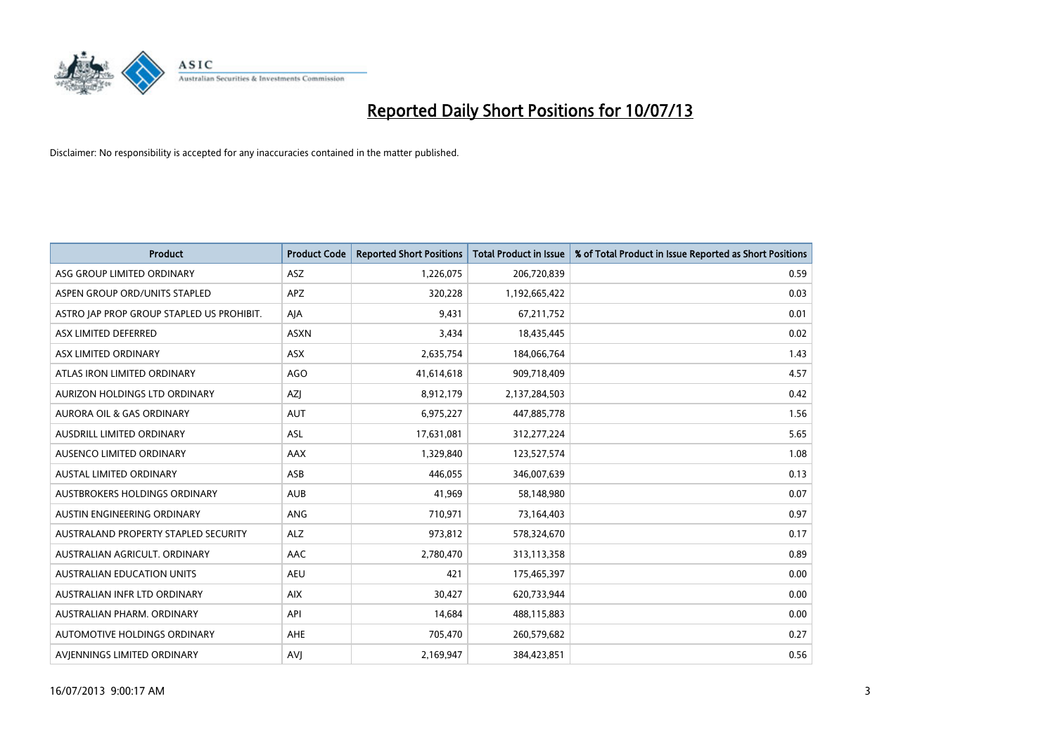# Reported Daily Short Positions for 10/07/13

Disclaimer: No responsibility is accepted for any inaccuracies contained in the matter published.

| Product | Product Code | Reported Short Positions | Total Product in Issue | % of Total Product in Issue Reported as Short Positions |
|---|---|---|---|---|
| ASG GROUP LIMITED ORDINARY | ASZ | 1,226,075 | 206,720,839 | 0.59 |
| ASPEN GROUP ORD/UNITS STAPLED | APZ | 320,228 | 1,192,665,422 | 0.03 |
| ASTRO JAP PROP GROUP STAPLED US PROHIBIT. | AJA | 9,431 | 67,211,752 | 0.01 |
| ASX LIMITED DEFERRED | ASXN | 3,434 | 18,435,445 | 0.02 |
| ASX LIMITED ORDINARY | ASX | 2,635,754 | 184,066,764 | 1.43 |
| ATLAS IRON LIMITED ORDINARY | AGO | 41,614,618 | 909,718,409 | 4.57 |
| AURIZON HOLDINGS LTD ORDINARY | AZJ | 8,912,179 | 2,137,284,503 | 0.42 |
| AURORA OIL & GAS ORDINARY | AUT | 6,975,227 | 447,885,778 | 1.56 |
| AUSDRILL LIMITED ORDINARY | ASL | 17,631,081 | 312,277,224 | 5.65 |
| AUSENCO LIMITED ORDINARY | AAX | 1,329,840 | 123,527,574 | 1.08 |
| AUSTAL LIMITED ORDINARY | ASB | 446,055 | 346,007,639 | 0.13 |
| AUSTBROKERS HOLDINGS ORDINARY | AUB | 41,969 | 58,148,980 | 0.07 |
| AUSTIN ENGINEERING ORDINARY | ANG | 710,971 | 73,164,403 | 0.97 |
| AUSTRALAND PROPERTY STAPLED SECURITY | ALZ | 973,812 | 578,324,670 | 0.17 |
| AUSTRALIAN AGRICULT. ORDINARY | AAC | 2,780,470 | 313,113,358 | 0.89 |
| AUSTRALIAN EDUCATION UNITS | AEU | 421 | 175,465,397 | 0.00 |
| AUSTRALIAN INFR LTD ORDINARY | AIX | 30,427 | 620,733,944 | 0.00 |
| AUSTRALIAN PHARM. ORDINARY | API | 14,684 | 488,115,883 | 0.00 |
| AUTOMOTIVE HOLDINGS ORDINARY | AHE | 705,470 | 260,579,682 | 0.27 |
| AVJENNINGS LIMITED ORDINARY | AVJ | 2,169,947 | 384,423,851 | 0.56 |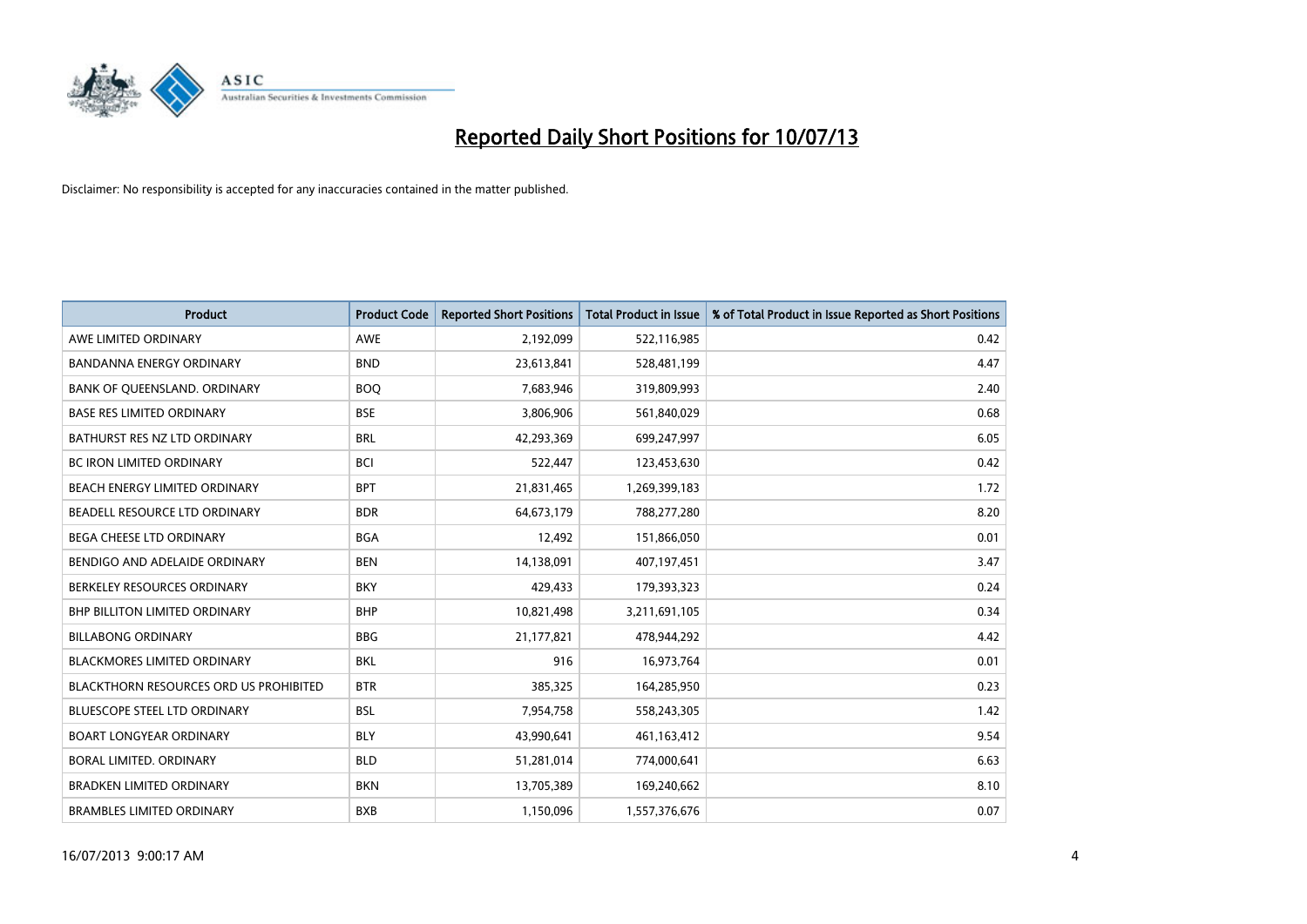# Reported Daily Short Positions for 10/07/13

Disclaimer: No responsibility is accepted for any inaccuracies contained in the matter published.

| Product | Product Code | Reported Short Positions | Total Product in Issue | % of Total Product in Issue Reported as Short Positions |
|---|---|---|---|---|
| AWE LIMITED ORDINARY | AWE | 2,192,099 | 522,116,985 | 0.42 |
| BANDANNA ENERGY ORDINARY | BND | 23,613,841 | 528,481,199 | 4.47 |
| BANK OF QUEENSLAND. ORDINARY | BOQ | 7,683,946 | 319,809,993 | 2.40 |
| BASE RES LIMITED ORDINARY | BSE | 3,806,906 | 561,840,029 | 0.68 |
| BATHURST RES NZ LTD ORDINARY | BRL | 42,293,369 | 699,247,997 | 6.05 |
| BC IRON LIMITED ORDINARY | BCI | 522,447 | 123,453,630 | 0.42 |
| BEACH ENERGY LIMITED ORDINARY | BPT | 21,831,465 | 1,269,399,183 | 1.72 |
| BEADELL RESOURCE LTD ORDINARY | BDR | 64,673,179 | 788,277,280 | 8.20 |
| BEGA CHEESE LTD ORDINARY | BGA | 12,492 | 151,866,050 | 0.01 |
| BENDIGO AND ADELAIDE ORDINARY | BEN | 14,138,091 | 407,197,451 | 3.47 |
| BERKELEY RESOURCES ORDINARY | BKY | 429,433 | 179,393,323 | 0.24 |
| BHP BILLITON LIMITED ORDINARY | BHP | 10,821,498 | 3,211,691,105 | 0.34 |
| BILLABONG ORDINARY | BBG | 21,177,821 | 478,944,292 | 4.42 |
| BLACKMORES LIMITED ORDINARY | BKL | 916 | 16,973,764 | 0.01 |
| BLACKTHORN RESOURCES ORD US PROHIBITED | BTR | 385,325 | 164,285,950 | 0.23 |
| BLUESCOPE STEEL LTD ORDINARY | BSL | 7,954,758 | 558,243,305 | 1.42 |
| BOART LONGYEAR ORDINARY | BLY | 43,990,641 | 461,163,412 | 9.54 |
| BORAL LIMITED. ORDINARY | BLD | 51,281,014 | 774,000,641 | 6.63 |
| BRADKEN LIMITED ORDINARY | BKN | 13,705,389 | 169,240,662 | 8.10 |
| BRAMBLES LIMITED ORDINARY | BXB | 1,150,096 | 1,557,376,676 | 0.07 |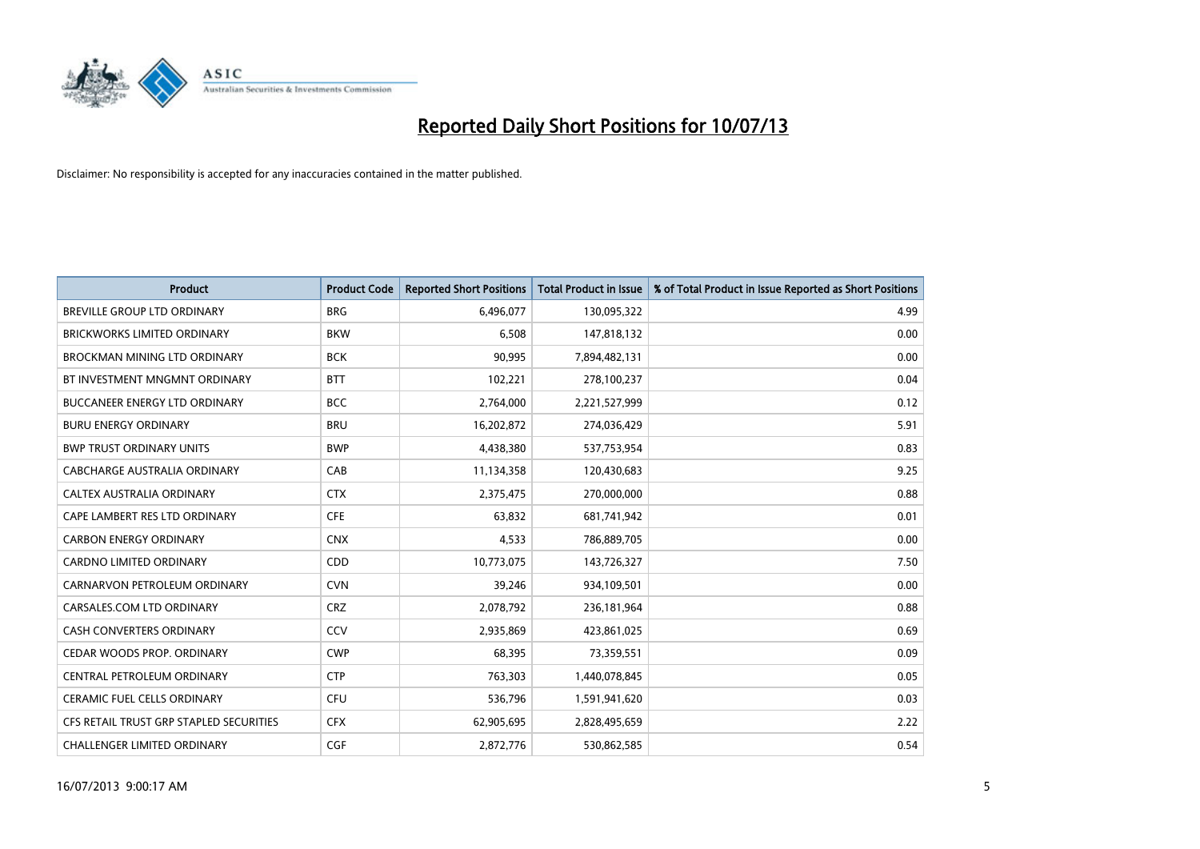# Reported Daily Short Positions for 10/07/13

Disclaimer: No responsibility is accepted for any inaccuracies contained in the matter published.

| Product | Product Code | Reported Short Positions | Total Product in Issue | % of Total Product in Issue Reported as Short Positions |
|---|---|---|---|---|
| BREVILLE GROUP LTD ORDINARY | BRG | 6,496,077 | 130,095,322 | 4.99 |
| BRICKWORKS LIMITED ORDINARY | BKW | 6,508 | 147,818,132 | 0.00 |
| BROCKMAN MINING LTD ORDINARY | BCK | 90,995 | 7,894,482,131 | 0.00 |
| BT INVESTMENT MNGMNT ORDINARY | BTT | 102,221 | 278,100,237 | 0.04 |
| BUCCANEER ENERGY LTD ORDINARY | BCC | 2,764,000 | 2,221,527,999 | 0.12 |
| BURU ENERGY ORDINARY | BRU | 16,202,872 | 274,036,429 | 5.91 |
| BWP TRUST ORDINARY UNITS | BWP | 4,438,380 | 537,753,954 | 0.83 |
| CABCHARGE AUSTRALIA ORDINARY | CAB | 11,134,358 | 120,430,683 | 9.25 |
| CALTEX AUSTRALIA ORDINARY | CTX | 2,375,475 | 270,000,000 | 0.88 |
| CAPE LAMBERT RES LTD ORDINARY | CFE | 63,832 | 681,741,942 | 0.01 |
| CARBON ENERGY ORDINARY | CNX | 4,533 | 786,889,705 | 0.00 |
| CARDNO LIMITED ORDINARY | CDD | 10,773,075 | 143,726,327 | 7.50 |
| CARNARVON PETROLEUM ORDINARY | CVN | 39,246 | 934,109,501 | 0.00 |
| CARSALES.COM LTD ORDINARY | CRZ | 2,078,792 | 236,181,964 | 0.88 |
| CASH CONVERTERS ORDINARY | CCV | 2,935,869 | 423,861,025 | 0.69 |
| CEDAR WOODS PROP. ORDINARY | CWP | 68,395 | 73,359,551 | 0.09 |
| CENTRAL PETROLEUM ORDINARY | CTP | 763,303 | 1,440,078,845 | 0.05 |
| CERAMIC FUEL CELLS ORDINARY | CFU | 536,796 | 1,591,941,620 | 0.03 |
| CFS RETAIL TRUST GRP STAPLED SECURITIES | CFX | 62,905,695 | 2,828,495,659 | 2.22 |
| CHALLENGER LIMITED ORDINARY | CGF | 2,872,776 | 530,862,585 | 0.54 |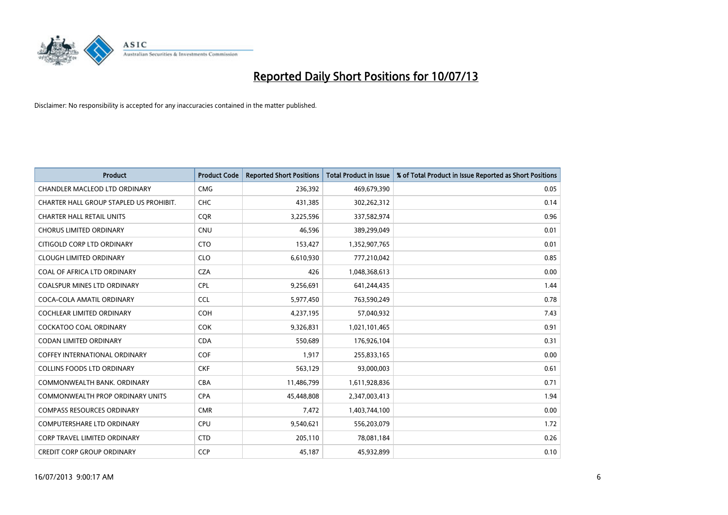# Reported Daily Short Positions for 10/07/13

Disclaimer: No responsibility is accepted for any inaccuracies contained in the matter published.

| Product | Product Code | Reported Short Positions | Total Product in Issue | % of Total Product in Issue Reported as Short Positions |
|---|---|---|---|---|
| CHANDLER MACLEOD LTD ORDINARY | CMG | 236,392 | 469,679,390 | 0.05 |
| CHARTER HALL GROUP STAPLED US PROHIBIT. | CHC | 431,385 | 302,262,312 | 0.14 |
| CHARTER HALL RETAIL UNITS | CQR | 3,225,596 | 337,582,974 | 0.96 |
| CHORUS LIMITED ORDINARY | CNU | 46,596 | 389,299,049 | 0.01 |
| CITIGOLD CORP LTD ORDINARY | CTO | 153,427 | 1,352,907,765 | 0.01 |
| CLOUGH LIMITED ORDINARY | CLO | 6,610,930 | 777,210,042 | 0.85 |
| COAL OF AFRICA LTD ORDINARY | CZA | 426 | 1,048,368,613 | 0.00 |
| COALSPUR MINES LTD ORDINARY | CPL | 9,256,691 | 641,244,435 | 1.44 |
| COCA-COLA AMATIL ORDINARY | CCL | 5,977,450 | 763,590,249 | 0.78 |
| COCHLEAR LIMITED ORDINARY | COH | 4,237,195 | 57,040,932 | 7.43 |
| COCKATOO COAL ORDINARY | COK | 9,326,831 | 1,021,101,465 | 0.91 |
| CODAN LIMITED ORDINARY | CDA | 550,689 | 176,926,104 | 0.31 |
| COFFEY INTERNATIONAL ORDINARY | COF | 1,917 | 255,833,165 | 0.00 |
| COLLINS FOODS LTD ORDINARY | CKF | 563,129 | 93,000,003 | 0.61 |
| COMMONWEALTH BANK. ORDINARY | CBA | 11,486,799 | 1,611,928,836 | 0.71 |
| COMMONWEALTH PROP ORDINARY UNITS | CPA | 45,448,808 | 2,347,003,413 | 1.94 |
| COMPASS RESOURCES ORDINARY | CMR | 7,472 | 1,403,744,100 | 0.00 |
| COMPUTERSHARE LTD ORDINARY | CPU | 9,540,621 | 556,203,079 | 1.72 |
| CORP TRAVEL LIMITED ORDINARY | CTD | 205,110 | 78,081,184 | 0.26 |
| CREDIT CORP GROUP ORDINARY | CCP | 45,187 | 45,932,899 | 0.10 |

16/07/2013 9:00:17 AM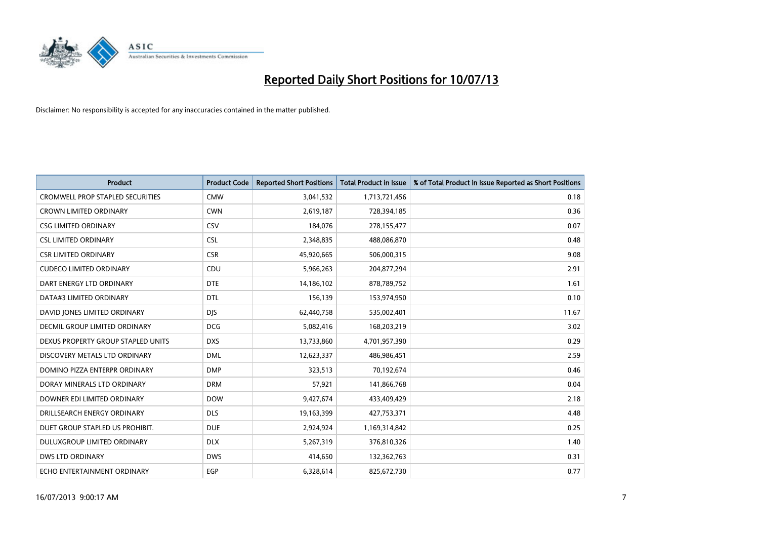# Reported Daily Short Positions for 10/07/13

Disclaimer: No responsibility is accepted for any inaccuracies contained in the matter published.

| Product | Product Code | Reported Short Positions | Total Product in Issue | % of Total Product in Issue Reported as Short Positions |
|---|---|---|---|---|
| CROMWELL PROP STAPLED SECURITIES | CMW | 3,041,532 | 1,713,721,456 | 0.18 |
| CROWN LIMITED ORDINARY | CWN | 2,619,187 | 728,394,185 | 0.36 |
| CSG LIMITED ORDINARY | CSV | 184,076 | 278,155,477 | 0.07 |
| CSL LIMITED ORDINARY | CSL | 2,348,835 | 488,086,870 | 0.48 |
| CSR LIMITED ORDINARY | CSR | 45,920,665 | 506,000,315 | 9.08 |
| CUDECO LIMITED ORDINARY | CDU | 5,966,263 | 204,877,294 | 2.91 |
| DART ENERGY LTD ORDINARY | DTE | 14,186,102 | 878,789,752 | 1.61 |
| DATA#3 LIMITED ORDINARY | DTL | 156,139 | 153,974,950 | 0.10 |
| DAVID JONES LIMITED ORDINARY | DJS | 62,440,758 | 535,002,401 | 11.67 |
| DECMIL GROUP LIMITED ORDINARY | DCG | 5,082,416 | 168,203,219 | 3.02 |
| DEXUS PROPERTY GROUP STAPLED UNITS | DXS | 13,733,860 | 4,701,957,390 | 0.29 |
| DISCOVERY METALS LTD ORDINARY | DML | 12,623,337 | 486,986,451 | 2.59 |
| DOMINO PIZZA ENTERPR ORDINARY | DMP | 323,513 | 70,192,674 | 0.46 |
| DORAY MINERALS LTD ORDINARY | DRM | 57,921 | 141,866,768 | 0.04 |
| DOWNER EDI LIMITED ORDINARY | DOW | 9,427,674 | 433,409,429 | 2.18 |
| DRILLSEARCH ENERGY ORDINARY | DLS | 19,163,399 | 427,753,371 | 4.48 |
| DUET GROUP STAPLED US PROHIBIT. | DUE | 2,924,924 | 1,169,314,842 | 0.25 |
| DULUXGROUP LIMITED ORDINARY | DLX | 5,267,319 | 376,810,326 | 1.40 |
| DWS LTD ORDINARY | DWS | 414,650 | 132,362,763 | 0.31 |
| ECHO ENTERTAINMENT ORDINARY | EGP | 6,328,614 | 825,672,730 | 0.77 |

16/07/2013 9:00:17 AM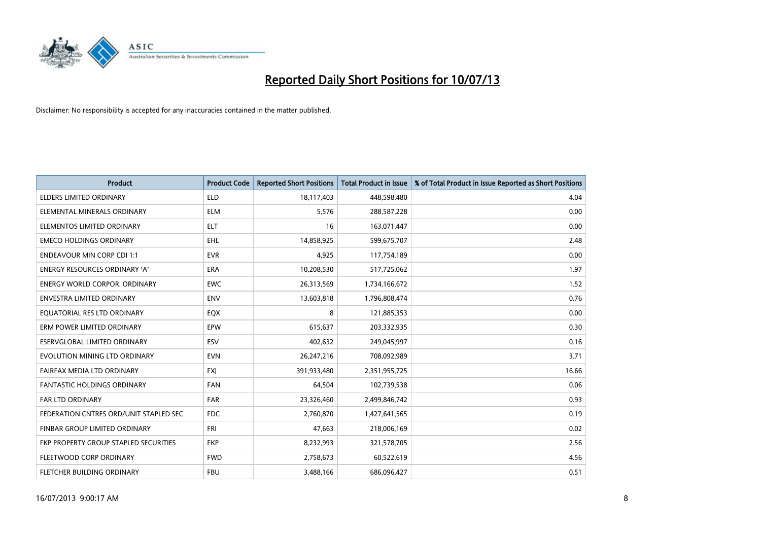# Reported Daily Short Positions for 10/07/13

Disclaimer: No responsibility is accepted for any inaccuracies contained in the matter published.

| Product | Product Code | Reported Short Positions | Total Product in Issue | % of Total Product in Issue Reported as Short Positions |
|---|---|---|---|---|
| ELDERS LIMITED ORDINARY | ELD | 18,117,403 | 448,598,480 | 4.04 |
| ELEMENTAL MINERALS ORDINARY | ELM | 5,576 | 288,587,228 | 0.00 |
| ELEMENTOS LIMITED ORDINARY | ELT | 16 | 163,071,447 | 0.00 |
| EMECO HOLDINGS ORDINARY | EHL | 14,858,925 | 599,675,707 | 2.48 |
| ENDEAVOUR MIN CORP CDI 1:1 | EVR | 4,925 | 117,754,189 | 0.00 |
| ENERGY RESOURCES ORDINARY 'A' | ERA | 10,208,530 | 517,725,062 | 1.97 |
| ENERGY WORLD CORPOR. ORDINARY | EWC | 26,313,569 | 1,734,166,672 | 1.52 |
| ENVESTRA LIMITED ORDINARY | ENV | 13,603,818 | 1,796,808,474 | 0.76 |
| EQUATORIAL RES LTD ORDINARY | EQX | 8 | 121,885,353 | 0.00 |
| ERM POWER LIMITED ORDINARY | EPW | 615,637 | 203,332,935 | 0.30 |
| ESERVGLOBAL LIMITED ORDINARY | ESV | 402,632 | 249,045,997 | 0.16 |
| EVOLUTION MINING LTD ORDINARY | EVN | 26,247,216 | 708,092,989 | 3.71 |
| FAIRFAX MEDIA LTD ORDINARY | FXJ | 391,933,480 | 2,351,955,725 | 16.66 |
| FANTASTIC HOLDINGS ORDINARY | FAN | 64,504 | 102,739,538 | 0.06 |
| FAR LTD ORDINARY | FAR | 23,326,460 | 2,499,846,742 | 0.93 |
| FEDERATION CNTRES ORD/UNIT STAPLED SEC | FDC | 2,760,870 | 1,427,641,565 | 0.19 |
| FINBAR GROUP LIMITED ORDINARY | FRI | 47,663 | 218,006,169 | 0.02 |
| FKP PROPERTY GROUP STAPLED SECURITIES | FKP | 8,232,993 | 321,578,705 | 2.56 |
| FLEETWOOD CORP ORDINARY | FWD | 2,758,673 | 60,522,619 | 4.56 |
| FLETCHER BUILDING ORDINARY | FBU | 3,488,166 | 686,096,427 | 0.51 |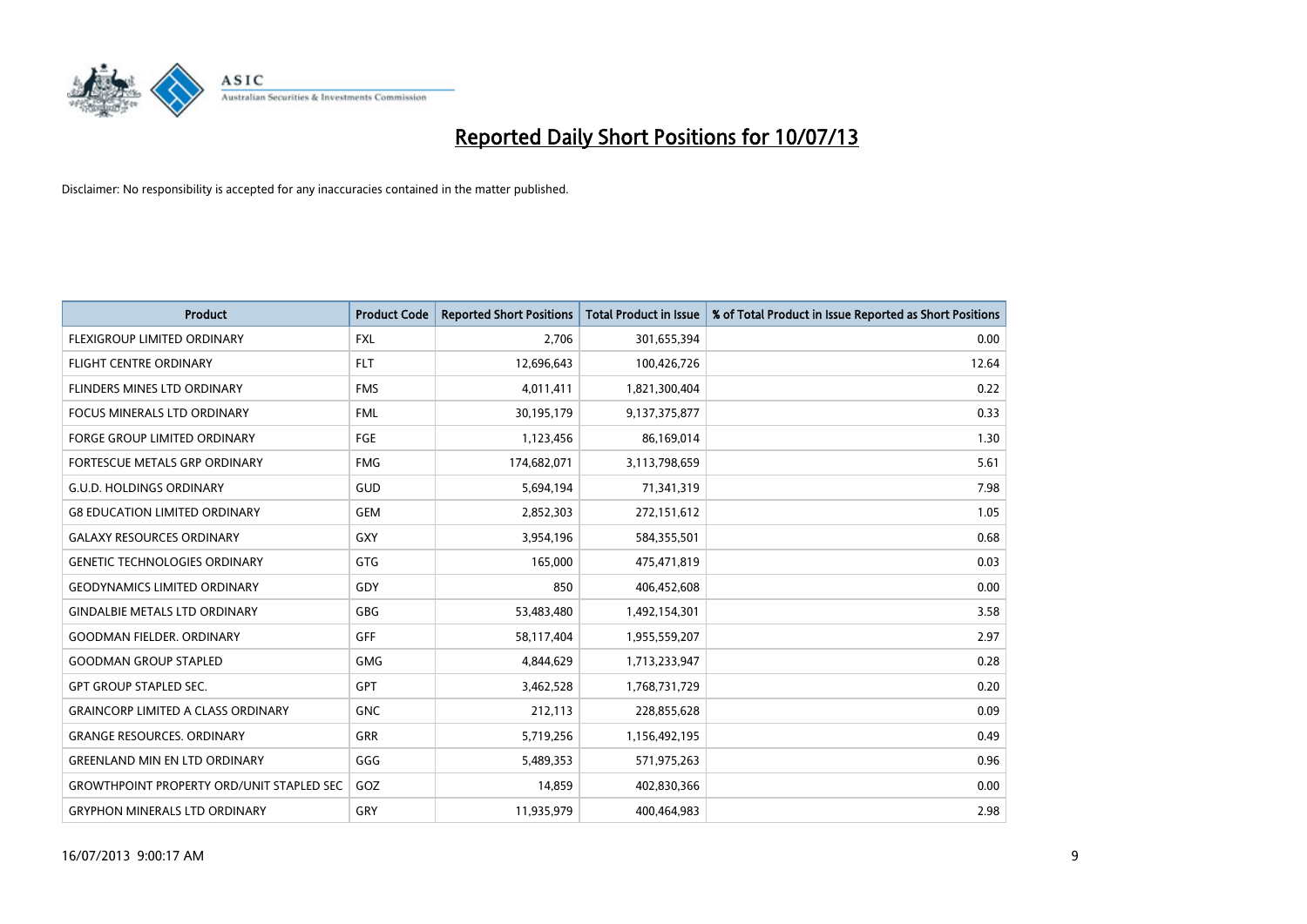# Reported Daily Short Positions for 10/07/13

Disclaimer: No responsibility is accepted for any inaccuracies contained in the matter published.

| Product | Product Code | Reported Short Positions | Total Product in Issue | % of Total Product in Issue Reported as Short Positions |
|---|---|---|---|---|
| FLEXIGROUP LIMITED ORDINARY | FXL | 2,706 | 301,655,394 | 0.00 |
| FLIGHT CENTRE ORDINARY | FLT | 12,696,643 | 100,426,726 | 12.64 |
| FLINDERS MINES LTD ORDINARY | FMS | 4,011,411 | 1,821,300,404 | 0.22 |
| FOCUS MINERALS LTD ORDINARY | FML | 30,195,179 | 9,137,375,877 | 0.33 |
| FORGE GROUP LIMITED ORDINARY | FGE | 1,123,456 | 86,169,014 | 1.30 |
| FORTESCUE METALS GRP ORDINARY | FMG | 174,682,071 | 3,113,798,659 | 5.61 |
| G.U.D. HOLDINGS ORDINARY | GUD | 5,694,194 | 71,341,319 | 7.98 |
| G8 EDUCATION LIMITED ORDINARY | GEM | 2,852,303 | 272,151,612 | 1.05 |
| GALAXY RESOURCES ORDINARY | GXY | 3,954,196 | 584,355,501 | 0.68 |
| GENETIC TECHNOLOGIES ORDINARY | GTG | 165,000 | 475,471,819 | 0.03 |
| GEODYNAMICS LIMITED ORDINARY | GDY | 850 | 406,452,608 | 0.00 |
| GINDALBIE METALS LTD ORDINARY | GBG | 53,483,480 | 1,492,154,301 | 3.58 |
| GOODMAN FIELDER. ORDINARY | GFF | 58,117,404 | 1,955,559,207 | 2.97 |
| GOODMAN GROUP STAPLED | GMG | 4,844,629 | 1,713,233,947 | 0.28 |
| GPT GROUP STAPLED SEC. | GPT | 3,462,528 | 1,768,731,729 | 0.20 |
| GRAINCORP LIMITED A CLASS ORDINARY | GNC | 212,113 | 228,855,628 | 0.09 |
| GRANGE RESOURCES. ORDINARY | GRR | 5,719,256 | 1,156,492,195 | 0.49 |
| GREENLAND MIN EN LTD ORDINARY | GGG | 5,489,353 | 571,975,263 | 0.96 |
| GROWTHPOINT PROPERTY ORD/UNIT STAPLED SEC | GOZ | 14,859 | 402,830,366 | 0.00 |
| GRYPHON MINERALS LTD ORDINARY | GRY | 11,935,979 | 400,464,983 | 2.98 |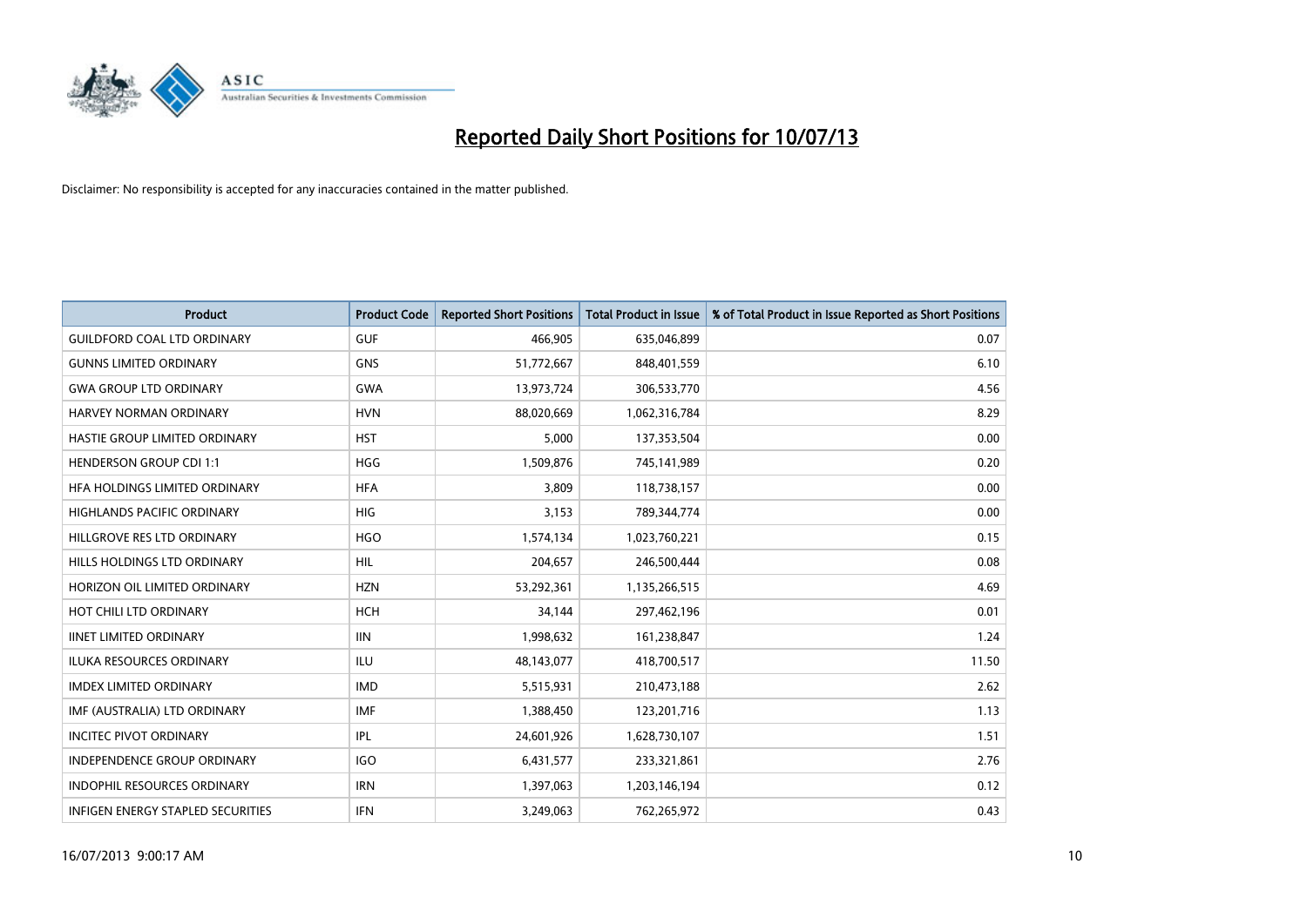# Reported Daily Short Positions for 10/07/13

Disclaimer: No responsibility is accepted for any inaccuracies contained in the matter published.

| Product | Product Code | Reported Short Positions | Total Product in Issue | % of Total Product in Issue Reported as Short Positions |
|---|---|---|---|---|
| GUILDFORD COAL LTD ORDINARY | GUF | 466,905 | 635,046,899 | 0.07 |
| GUNNS LIMITED ORDINARY | GNS | 51,772,667 | 848,401,559 | 6.10 |
| GWA GROUP LTD ORDINARY | GWA | 13,973,724 | 306,533,770 | 4.56 |
| HARVEY NORMAN ORDINARY | HVN | 88,020,669 | 1,062,316,784 | 8.29 |
| HASTIE GROUP LIMITED ORDINARY | HST | 5,000 | 137,353,504 | 0.00 |
| HENDERSON GROUP CDI 1:1 | HGG | 1,509,876 | 745,141,989 | 0.20 |
| HFA HOLDINGS LIMITED ORDINARY | HFA | 3,809 | 118,738,157 | 0.00 |
| HIGHLANDS PACIFIC ORDINARY | HIG | 3,153 | 789,344,774 | 0.00 |
| HILLGROVE RES LTD ORDINARY | HGO | 1,574,134 | 1,023,760,221 | 0.15 |
| HILLS HOLDINGS LTD ORDINARY | HIL | 204,657 | 246,500,444 | 0.08 |
| HORIZON OIL LIMITED ORDINARY | HZN | 53,292,361 | 1,135,266,515 | 4.69 |
| HOT CHILI LTD ORDINARY | HCH | 34,144 | 297,462,196 | 0.01 |
| IINET LIMITED ORDINARY | IIN | 1,998,632 | 161,238,847 | 1.24 |
| ILUKA RESOURCES ORDINARY | ILU | 48,143,077 | 418,700,517 | 11.50 |
| IMDEX LIMITED ORDINARY | IMD | 5,515,931 | 210,473,188 | 2.62 |
| IMF (AUSTRALIA) LTD ORDINARY | IMF | 1,388,450 | 123,201,716 | 1.13 |
| INCITEC PIVOT ORDINARY | IPL | 24,601,926 | 1,628,730,107 | 1.51 |
| INDEPENDENCE GROUP ORDINARY | IGO | 6,431,577 | 233,321,861 | 2.76 |
| INDOPHIL RESOURCES ORDINARY | IRN | 1,397,063 | 1,203,146,194 | 0.12 |
| INFIGEN ENERGY STAPLED SECURITIES | IFN | 3,249,063 | 762,265,972 | 0.43 |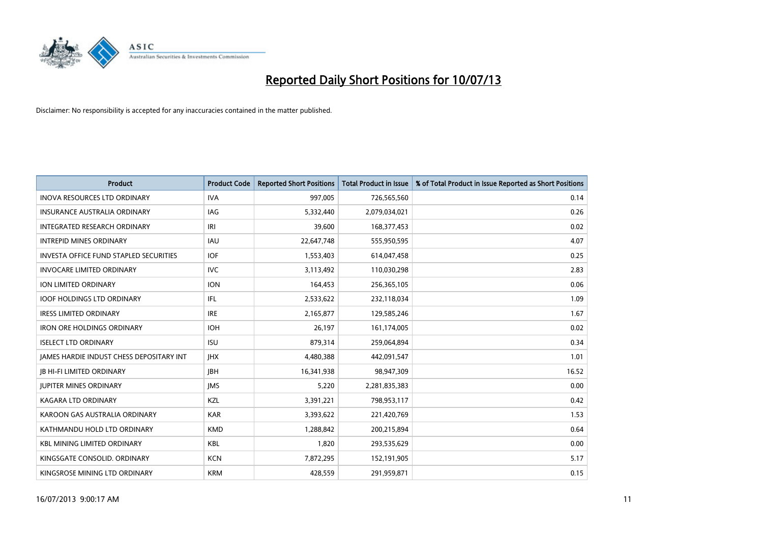# Reported Daily Short Positions for 10/07/13

Disclaimer: No responsibility is accepted for any inaccuracies contained in the matter published.

| Product | Product Code | Reported Short Positions | Total Product in Issue | % of Total Product in Issue Reported as Short Positions |
|---|---|---|---|---|
| INOVA RESOURCES LTD ORDINARY | IVA | 997,005 | 726,565,560 | 0.14 |
| INSURANCE AUSTRALIA ORDINARY | IAG | 5,332,440 | 2,079,034,021 | 0.26 |
| INTEGRATED RESEARCH ORDINARY | IRI | 39,600 | 168,377,453 | 0.02 |
| INTREPID MINES ORDINARY | IAU | 22,647,748 | 555,950,595 | 4.07 |
| INVESTA OFFICE FUND STAPLED SECURITIES | IOF | 1,553,403 | 614,047,458 | 0.25 |
| INVOCARE LIMITED ORDINARY | IVC | 3,113,492 | 110,030,298 | 2.83 |
| ION LIMITED ORDINARY | ION | 164,453 | 256,365,105 | 0.06 |
| IOOF HOLDINGS LTD ORDINARY | IFL | 2,533,622 | 232,118,034 | 1.09 |
| IRESS LIMITED ORDINARY | IRE | 2,165,877 | 129,585,246 | 1.67 |
| IRON ORE HOLDINGS ORDINARY | IOH | 26,197 | 161,174,005 | 0.02 |
| ISELECT LTD ORDINARY | ISU | 879,314 | 259,064,894 | 0.34 |
| JAMES HARDIE INDUST CHESS DEPOSITARY INT | JHX | 4,480,388 | 442,091,547 | 1.01 |
| JB HI-FI LIMITED ORDINARY | JBH | 16,341,938 | 98,947,309 | 16.52 |
| JUPITER MINES ORDINARY | JMS | 5,220 | 2,281,835,383 | 0.00 |
| KAGARA LTD ORDINARY | KZL | 3,391,221 | 798,953,117 | 0.42 |
| KAROON GAS AUSTRALIA ORDINARY | KAR | 3,393,622 | 221,420,769 | 1.53 |
| KATHMANDU HOLD LTD ORDINARY | KMD | 1,288,842 | 200,215,894 | 0.64 |
| KBL MINING LIMITED ORDINARY | KBL | 1,820 | 293,535,629 | 0.00 |
| KINGSGATE CONSOLID. ORDINARY | KCN | 7,872,295 | 152,191,905 | 5.17 |
| KINGSROSE MINING LTD ORDINARY | KRM | 428,559 | 291,959,871 | 0.15 |

16/07/2013 9:00:17 AM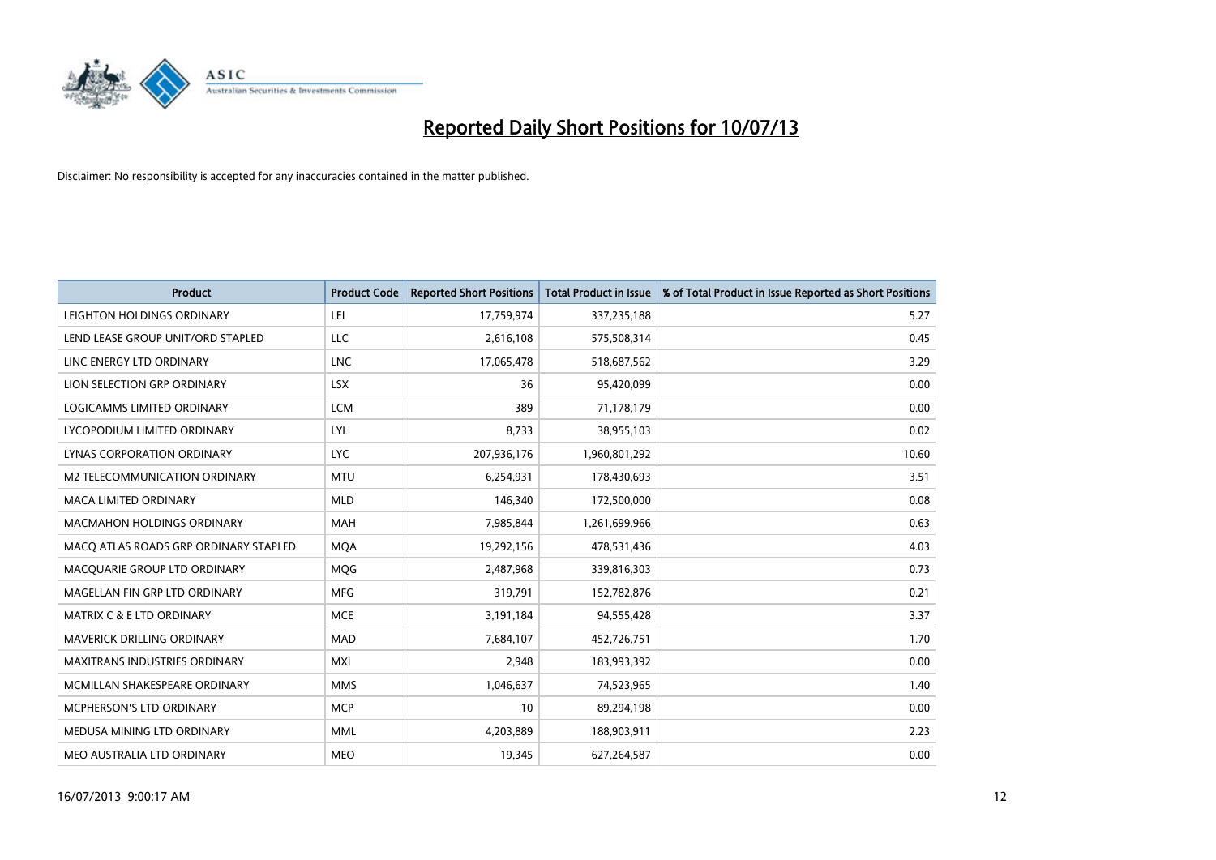# Reported Daily Short Positions for 10/07/13

Disclaimer: No responsibility is accepted for any inaccuracies contained in the matter published.

| Product | Product Code | Reported Short Positions | Total Product in Issue | % of Total Product in Issue Reported as Short Positions |
|---|---|---|---|---|
| LEIGHTON HOLDINGS ORDINARY | LEI | 17,759,974 | 337,235,188 | 5.27 |
| LEND LEASE GROUP UNIT/ORD STAPLED | LLC | 2,616,108 | 575,508,314 | 0.45 |
| LINC ENERGY LTD ORDINARY | LNC | 17,065,478 | 518,687,562 | 3.29 |
| LION SELECTION GRP ORDINARY | LSX | 36 | 95,420,099 | 0.00 |
| LOGICAMMS LIMITED ORDINARY | LCM | 389 | 71,178,179 | 0.00 |
| LYCOPODIUM LIMITED ORDINARY | LYL | 8,733 | 38,955,103 | 0.02 |
| LYNAS CORPORATION ORDINARY | LYC | 207,936,176 | 1,960,801,292 | 10.60 |
| M2 TELECOMMUNICATION ORDINARY | MTU | 6,254,931 | 178,430,693 | 3.51 |
| MACA LIMITED ORDINARY | MLD | 146,340 | 172,500,000 | 0.08 |
| MACMAHON HOLDINGS ORDINARY | MAH | 7,985,844 | 1,261,699,966 | 0.63 |
| MACQ ATLAS ROADS GRP ORDINARY STAPLED | MQA | 19,292,156 | 478,531,436 | 4.03 |
| MACQUARIE GROUP LTD ORDINARY | MQG | 2,487,968 | 339,816,303 | 0.73 |
| MAGELLAN FIN GRP LTD ORDINARY | MFG | 319,791 | 152,782,876 | 0.21 |
| MATRIX C & E LTD ORDINARY | MCE | 3,191,184 | 94,555,428 | 3.37 |
| MAVERICK DRILLING ORDINARY | MAD | 7,684,107 | 452,726,751 | 1.70 |
| MAXITRANS INDUSTRIES ORDINARY | MXI | 2,948 | 183,993,392 | 0.00 |
| MCMILLAN SHAKESPEARE ORDINARY | MMS | 1,046,637 | 74,523,965 | 1.40 |
| MCPHERSON'S LTD ORDINARY | MCP | 10 | 89,294,198 | 0.00 |
| MEDUSA MINING LTD ORDINARY | MML | 4,203,889 | 188,903,911 | 2.23 |
| MEO AUSTRALIA LTD ORDINARY | MEO | 19,345 | 627,264,587 | 0.00 |

16/07/2013 9:00:17 AM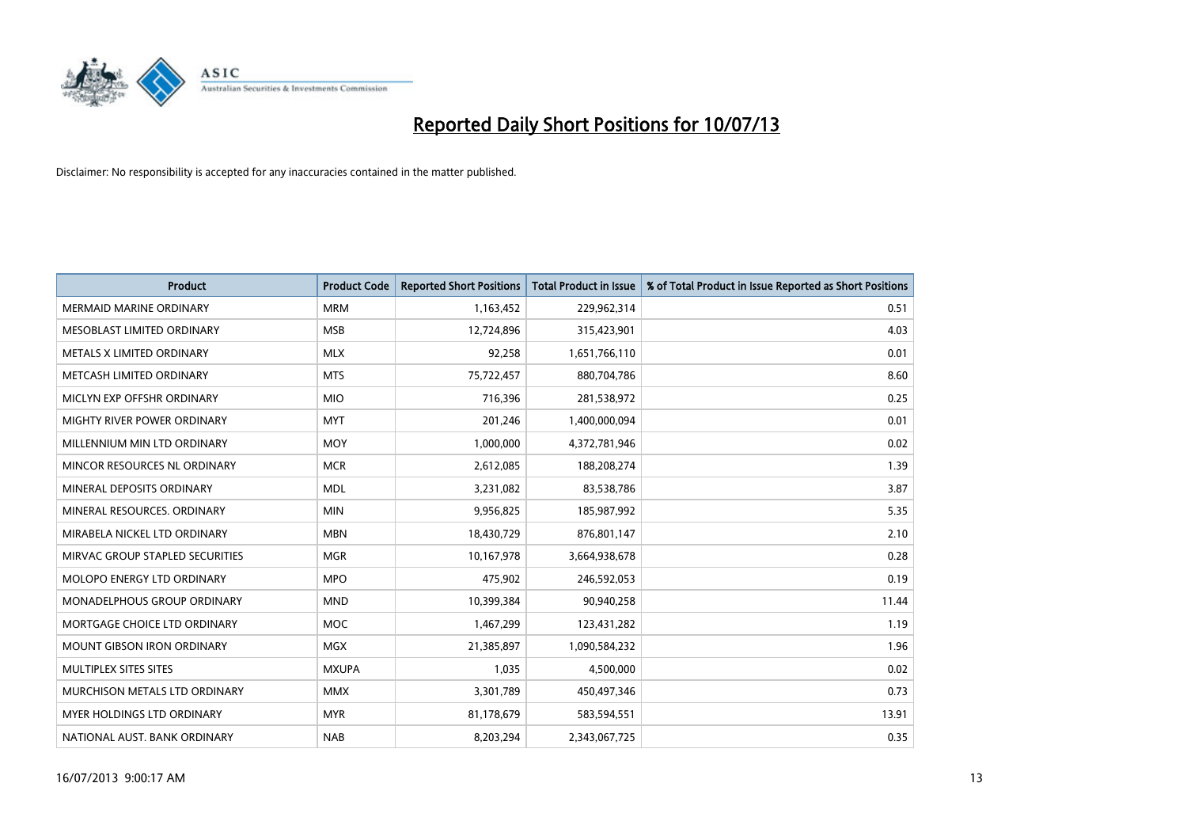# Reported Daily Short Positions for 10/07/13

Disclaimer: No responsibility is accepted for any inaccuracies contained in the matter published.

| Product | Product Code | Reported Short Positions | Total Product in Issue | % of Total Product in Issue Reported as Short Positions |
|---|---|---|---|---|
| MERMAID MARINE ORDINARY | MRM | 1,163,452 | 229,962,314 | 0.51 |
| MESOBLAST LIMITED ORDINARY | MSB | 12,724,896 | 315,423,901 | 4.03 |
| METALS X LIMITED ORDINARY | MLX | 92,258 | 1,651,766,110 | 0.01 |
| METCASH LIMITED ORDINARY | MTS | 75,722,457 | 880,704,786 | 8.60 |
| MICLYN EXP OFFSHR ORDINARY | MIO | 716,396 | 281,538,972 | 0.25 |
| MIGHTY RIVER POWER ORDINARY | MYT | 201,246 | 1,400,000,094 | 0.01 |
| MILLENNIUM MIN LTD ORDINARY | MOY | 1,000,000 | 4,372,781,946 | 0.02 |
| MINCOR RESOURCES NL ORDINARY | MCR | 2,612,085 | 188,208,274 | 1.39 |
| MINERAL DEPOSITS ORDINARY | MDL | 3,231,082 | 83,538,786 | 3.87 |
| MINERAL RESOURCES. ORDINARY | MIN | 9,956,825 | 185,987,992 | 5.35 |
| MIRABELA NICKEL LTD ORDINARY | MBN | 18,430,729 | 876,801,147 | 2.10 |
| MIRVAC GROUP STAPLED SECURITIES | MGR | 10,167,978 | 3,664,938,678 | 0.28 |
| MOLOPO ENERGY LTD ORDINARY | MPO | 475,902 | 246,592,053 | 0.19 |
| MONADELPHOUS GROUP ORDINARY | MND | 10,399,384 | 90,940,258 | 11.44 |
| MORTGAGE CHOICE LTD ORDINARY | MOC | 1,467,299 | 123,431,282 | 1.19 |
| MOUNT GIBSON IRON ORDINARY | MGX | 21,385,897 | 1,090,584,232 | 1.96 |
| MULTIPLEX SITES SITES | MXUPA | 1,035 | 4,500,000 | 0.02 |
| MURCHISON METALS LTD ORDINARY | MMX | 3,301,789 | 450,497,346 | 0.73 |
| MYER HOLDINGS LTD ORDINARY | MYR | 81,178,679 | 583,594,551 | 13.91 |
| NATIONAL AUST. BANK ORDINARY | NAB | 8,203,294 | 2,343,067,725 | 0.35 |

16/07/2013 9:00:17 AM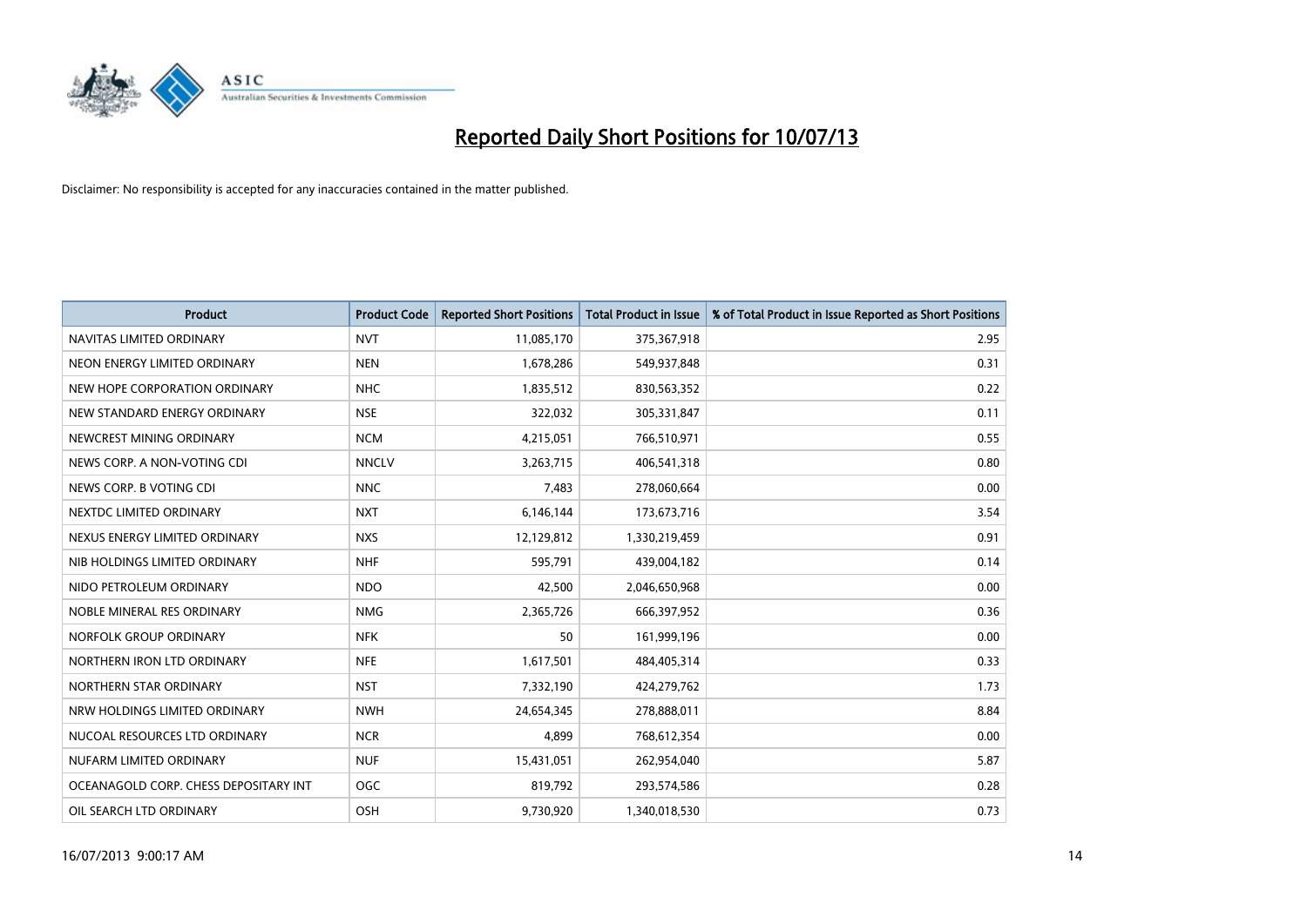# Reported Daily Short Positions for 10/07/13

Disclaimer: No responsibility is accepted for any inaccuracies contained in the matter published.

| Product | Product Code | Reported Short Positions | Total Product in Issue | % of Total Product in Issue Reported as Short Positions |
|---|---|---|---|---|
| NAVITAS LIMITED ORDINARY | NVT | 11,085,170 | 375,367,918 | 2.95 |
| NEON ENERGY LIMITED ORDINARY | NEN | 1,678,286 | 549,937,848 | 0.31 |
| NEW HOPE CORPORATION ORDINARY | NHC | 1,835,512 | 830,563,352 | 0.22 |
| NEW STANDARD ENERGY ORDINARY | NSE | 322,032 | 305,331,847 | 0.11 |
| NEWCREST MINING ORDINARY | NCM | 4,215,051 | 766,510,971 | 0.55 |
| NEWS CORP. A NON-VOTING CDI | NNCLV | 3,263,715 | 406,541,318 | 0.80 |
| NEWS CORP. B VOTING CDI | NNC | 7,483 | 278,060,664 | 0.00 |
| NEXTDC LIMITED ORDINARY | NXT | 6,146,144 | 173,673,716 | 3.54 |
| NEXUS ENERGY LIMITED ORDINARY | NXS | 12,129,812 | 1,330,219,459 | 0.91 |
| NIB HOLDINGS LIMITED ORDINARY | NHF | 595,791 | 439,004,182 | 0.14 |
| NIDO PETROLEUM ORDINARY | NDO | 42,500 | 2,046,650,968 | 0.00 |
| NOBLE MINERAL RES ORDINARY | NMG | 2,365,726 | 666,397,952 | 0.36 |
| NORFOLK GROUP ORDINARY | NFK | 50 | 161,999,196 | 0.00 |
| NORTHERN IRON LTD ORDINARY | NFE | 1,617,501 | 484,405,314 | 0.33 |
| NORTHERN STAR ORDINARY | NST | 7,332,190 | 424,279,762 | 1.73 |
| NRW HOLDINGS LIMITED ORDINARY | NWH | 24,654,345 | 278,888,011 | 8.84 |
| NUCOAL RESOURCES LTD ORDINARY | NCR | 4,899 | 768,612,354 | 0.00 |
| NUFARM LIMITED ORDINARY | NUF | 15,431,051 | 262,954,040 | 5.87 |
| OCEANAGOLD CORP. CHESS DEPOSITARY INT | OGC | 819,792 | 293,574,586 | 0.28 |
| OIL SEARCH LTD ORDINARY | OSH | 9,730,920 | 1,340,018,530 | 0.73 |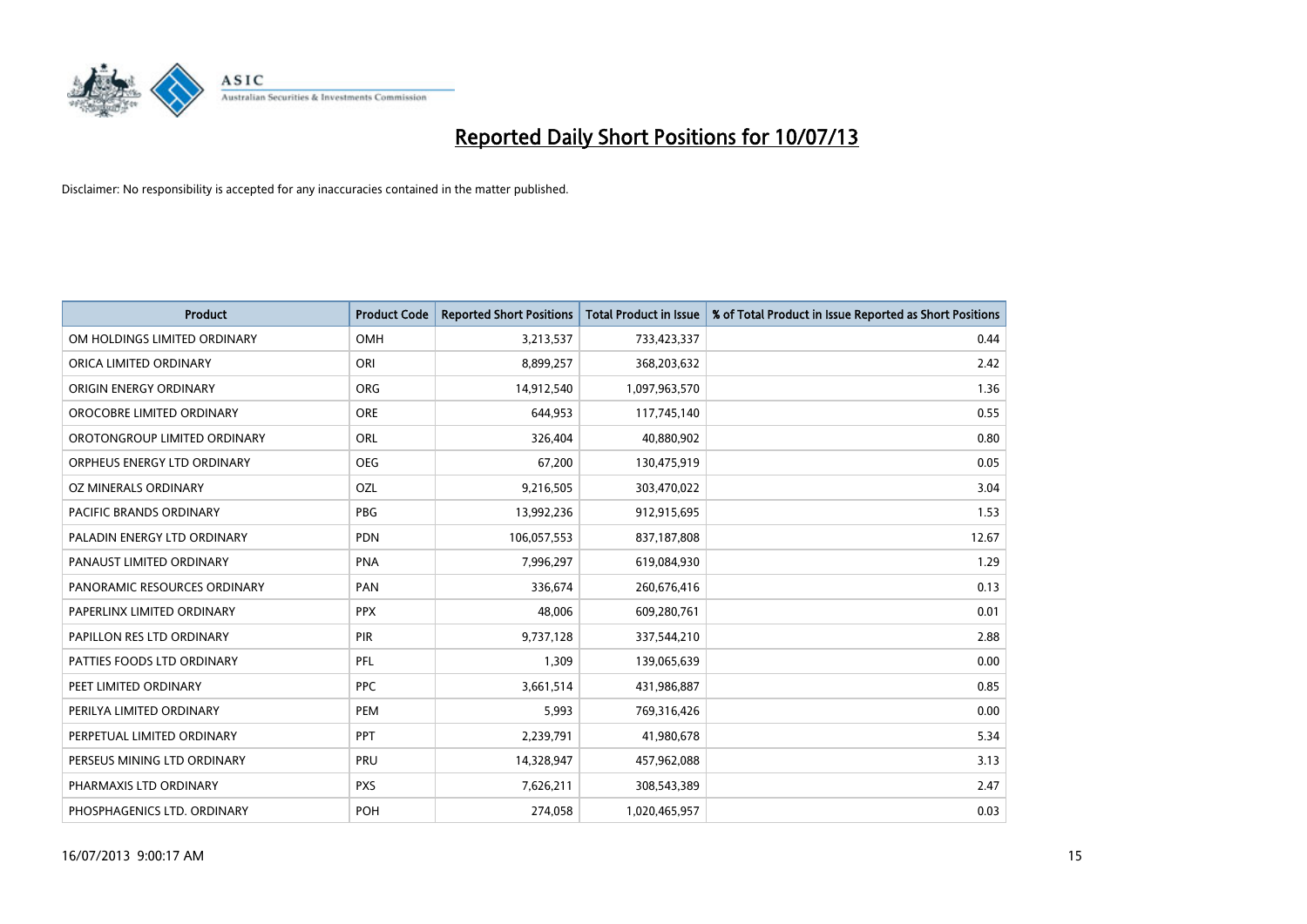# Reported Daily Short Positions for 10/07/13

Disclaimer: No responsibility is accepted for any inaccuracies contained in the matter published.

| Product | Product Code | Reported Short Positions | Total Product in Issue | % of Total Product in Issue Reported as Short Positions |
|---|---|---|---|---|
| OM HOLDINGS LIMITED ORDINARY | OMH | 3,213,537 | 733,423,337 | 0.44 |
| ORICA LIMITED ORDINARY | ORI | 8,899,257 | 368,203,632 | 2.42 |
| ORIGIN ENERGY ORDINARY | ORG | 14,912,540 | 1,097,963,570 | 1.36 |
| OROCOBRE LIMITED ORDINARY | ORE | 644,953 | 117,745,140 | 0.55 |
| OROTONGROUP LIMITED ORDINARY | ORL | 326,404 | 40,880,902 | 0.80 |
| ORPHEUS ENERGY LTD ORDINARY | OEG | 67,200 | 130,475,919 | 0.05 |
| OZ MINERALS ORDINARY | OZL | 9,216,505 | 303,470,022 | 3.04 |
| PACIFIC BRANDS ORDINARY | PBG | 13,992,236 | 912,915,695 | 1.53 |
| PALADIN ENERGY LTD ORDINARY | PDN | 106,057,553 | 837,187,808 | 12.67 |
| PANAUST LIMITED ORDINARY | PNA | 7,996,297 | 619,084,930 | 1.29 |
| PANORAMIC RESOURCES ORDINARY | PAN | 336,674 | 260,676,416 | 0.13 |
| PAPERLINX LIMITED ORDINARY | PPX | 48,006 | 609,280,761 | 0.01 |
| PAPILLON RES LTD ORDINARY | PIR | 9,737,128 | 337,544,210 | 2.88 |
| PATTIES FOODS LTD ORDINARY | PFL | 1,309 | 139,065,639 | 0.00 |
| PEET LIMITED ORDINARY | PPC | 3,661,514 | 431,986,887 | 0.85 |
| PERILYA LIMITED ORDINARY | PEM | 5,993 | 769,316,426 | 0.00 |
| PERPETUAL LIMITED ORDINARY | PPT | 2,239,791 | 41,980,678 | 5.34 |
| PERSEUS MINING LTD ORDINARY | PRU | 14,328,947 | 457,962,088 | 3.13 |
| PHARMAXIS LTD ORDINARY | PXS | 7,626,211 | 308,543,389 | 2.47 |
| PHOSPHAGENICS LTD. ORDINARY | POH | 274,058 | 1,020,465,957 | 0.03 |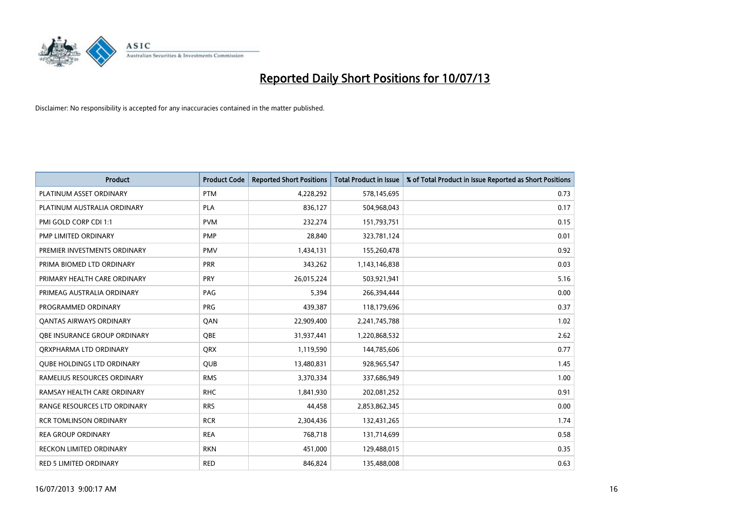# Reported Daily Short Positions for 10/07/13

Disclaimer: No responsibility is accepted for any inaccuracies contained in the matter published.

| Product | Product Code | Reported Short Positions | Total Product in Issue | % of Total Product in Issue Reported as Short Positions |
|---|---|---|---|---|
| PLATINUM ASSET ORDINARY | PTM | 4,228,292 | 578,145,695 | 0.73 |
| PLATINUM AUSTRALIA ORDINARY | PLA | 836,127 | 504,968,043 | 0.17 |
| PMI GOLD CORP CDI 1:1 | PVM | 232,274 | 151,793,751 | 0.15 |
| PMP LIMITED ORDINARY | PMP | 28,840 | 323,781,124 | 0.01 |
| PREMIER INVESTMENTS ORDINARY | PMV | 1,434,131 | 155,260,478 | 0.92 |
| PRIMA BIOMED LTD ORDINARY | PRR | 343,262 | 1,143,146,838 | 0.03 |
| PRIMARY HEALTH CARE ORDINARY | PRY | 26,015,224 | 503,921,941 | 5.16 |
| PRIMEAG AUSTRALIA ORDINARY | PAG | 5,394 | 266,394,444 | 0.00 |
| PROGRAMMED ORDINARY | PRG | 439,387 | 118,179,696 | 0.37 |
| QANTAS AIRWAYS ORDINARY | QAN | 22,909,400 | 2,241,745,788 | 1.02 |
| QBE INSURANCE GROUP ORDINARY | QBE | 31,937,441 | 1,220,868,532 | 2.62 |
| QRXPHARMA LTD ORDINARY | QRX | 1,119,590 | 144,785,606 | 0.77 |
| QUBE HOLDINGS LTD ORDINARY | QUB | 13,480,831 | 928,965,547 | 1.45 |
| RAMELIUS RESOURCES ORDINARY | RMS | 3,370,334 | 337,686,949 | 1.00 |
| RAMSAY HEALTH CARE ORDINARY | RHC | 1,841,930 | 202,081,252 | 0.91 |
| RANGE RESOURCES LTD ORDINARY | RRS | 44,458 | 2,853,862,345 | 0.00 |
| RCR TOMLINSON ORDINARY | RCR | 2,304,436 | 132,431,265 | 1.74 |
| REA GROUP ORDINARY | REA | 768,718 | 131,714,699 | 0.58 |
| RECKON LIMITED ORDINARY | RKN | 451,000 | 129,488,015 | 0.35 |
| RED 5 LIMITED ORDINARY | RED | 846,824 | 135,488,008 | 0.63 |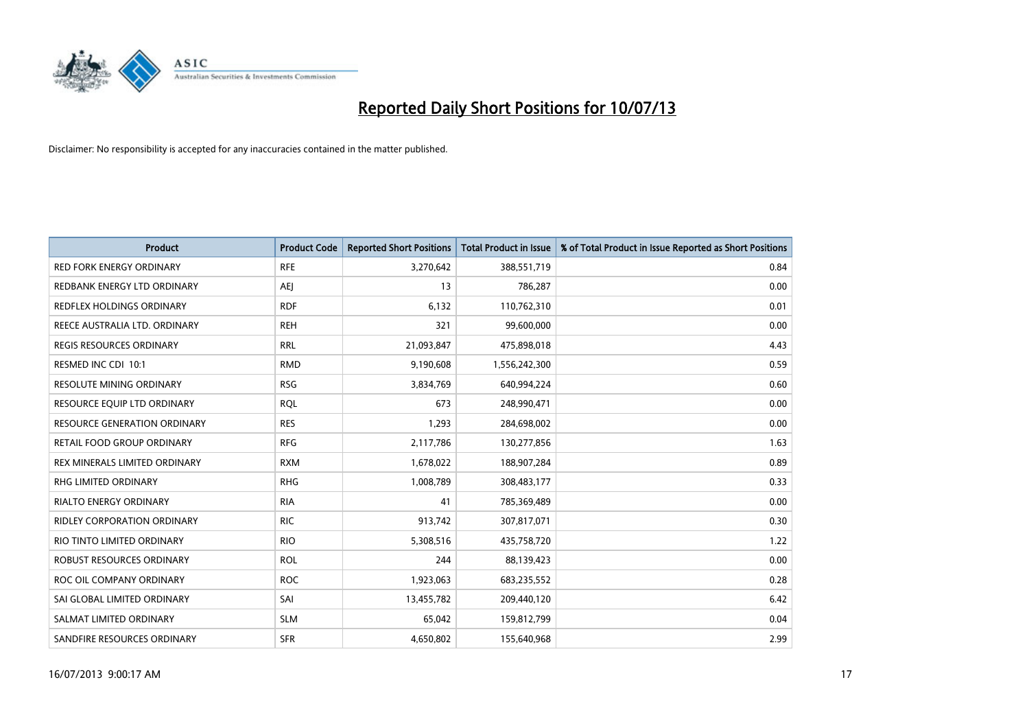# Reported Daily Short Positions for 10/07/13

Disclaimer: No responsibility is accepted for any inaccuracies contained in the matter published.

| Product | Product Code | Reported Short Positions | Total Product in Issue | % of Total Product in Issue Reported as Short Positions |
|---|---|---|---|---|
| RED FORK ENERGY ORDINARY | RFE | 3,270,642 | 388,551,719 | 0.84 |
| REDBANK ENERGY LTD ORDINARY | AEJ | 13 | 786,287 | 0.00 |
| REDFLEX HOLDINGS ORDINARY | RDF | 6,132 | 110,762,310 | 0.01 |
| REECE AUSTRALIA LTD. ORDINARY | REH | 321 | 99,600,000 | 0.00 |
| REGIS RESOURCES ORDINARY | RRL | 21,093,847 | 475,898,018 | 4.43 |
| RESMED INC CDI 10:1 | RMD | 9,190,608 | 1,556,242,300 | 0.59 |
| RESOLUTE MINING ORDINARY | RSG | 3,834,769 | 640,994,224 | 0.60 |
| RESOURCE EQUIP LTD ORDINARY | RQL | 673 | 248,990,471 | 0.00 |
| RESOURCE GENERATION ORDINARY | RES | 1,293 | 284,698,002 | 0.00 |
| RETAIL FOOD GROUP ORDINARY | RFG | 2,117,786 | 130,277,856 | 1.63 |
| REX MINERALS LIMITED ORDINARY | RXM | 1,678,022 | 188,907,284 | 0.89 |
| RHG LIMITED ORDINARY | RHG | 1,008,789 | 308,483,177 | 0.33 |
| RIALTO ENERGY ORDINARY | RIA | 41 | 785,369,489 | 0.00 |
| RIDLEY CORPORATION ORDINARY | RIC | 913,742 | 307,817,071 | 0.30 |
| RIO TINTO LIMITED ORDINARY | RIO | 5,308,516 | 435,758,720 | 1.22 |
| ROBUST RESOURCES ORDINARY | ROL | 244 | 88,139,423 | 0.00 |
| ROC OIL COMPANY ORDINARY | ROC | 1,923,063 | 683,235,552 | 0.28 |
| SAI GLOBAL LIMITED ORDINARY | SAI | 13,455,782 | 209,440,120 | 6.42 |
| SALMAT LIMITED ORDINARY | SLM | 65,042 | 159,812,799 | 0.04 |
| SANDFIRE RESOURCES ORDINARY | SFR | 4,650,802 | 155,640,968 | 2.99 |

16/07/2013 9:00:17 AM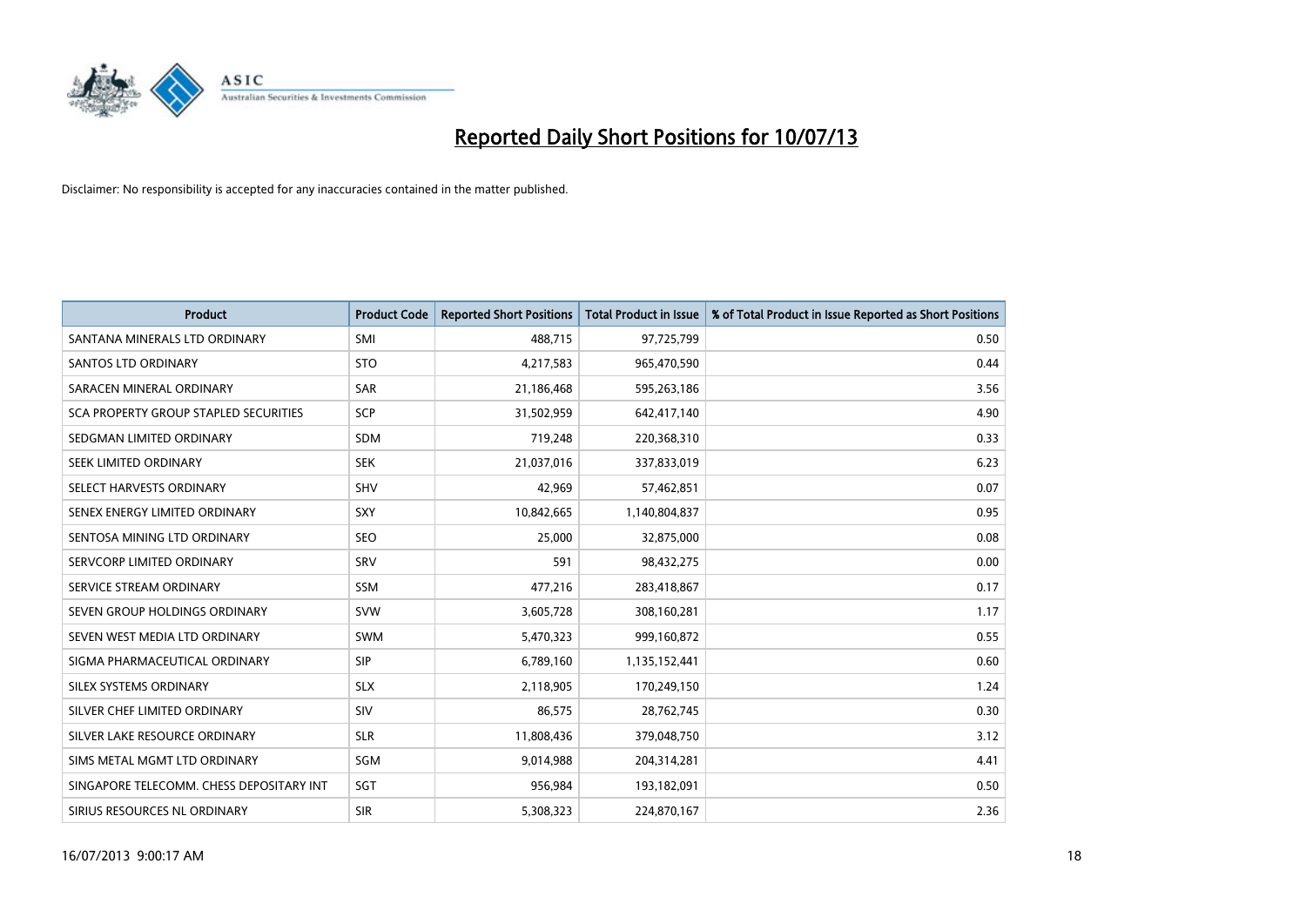# Reported Daily Short Positions for 10/07/13

Disclaimer: No responsibility is accepted for any inaccuracies contained in the matter published.

| Product | Product Code | Reported Short Positions | Total Product in Issue | % of Total Product in Issue Reported as Short Positions |
|---|---|---|---|---|
| SANTANA MINERALS LTD ORDINARY | SMI | 488,715 | 97,725,799 | 0.50 |
| SANTOS LTD ORDINARY | STO | 4,217,583 | 965,470,590 | 0.44 |
| SARACEN MINERAL ORDINARY | SAR | 21,186,468 | 595,263,186 | 3.56 |
| SCA PROPERTY GROUP STAPLED SECURITIES | SCP | 31,502,959 | 642,417,140 | 4.90 |
| SEDGMAN LIMITED ORDINARY | SDM | 719,248 | 220,368,310 | 0.33 |
| SEEK LIMITED ORDINARY | SEK | 21,037,016 | 337,833,019 | 6.23 |
| SELECT HARVESTS ORDINARY | SHV | 42,969 | 57,462,851 | 0.07 |
| SENEX ENERGY LIMITED ORDINARY | SXY | 10,842,665 | 1,140,804,837 | 0.95 |
| SENTOSA MINING LTD ORDINARY | SEO | 25,000 | 32,875,000 | 0.08 |
| SERVCORP LIMITED ORDINARY | SRV | 591 | 98,432,275 | 0.00 |
| SERVICE STREAM ORDINARY | SSM | 477,216 | 283,418,867 | 0.17 |
| SEVEN GROUP HOLDINGS ORDINARY | SVW | 3,605,728 | 308,160,281 | 1.17 |
| SEVEN WEST MEDIA LTD ORDINARY | SWM | 5,470,323 | 999,160,872 | 0.55 |
| SIGMA PHARMACEUTICAL ORDINARY | SIP | 6,789,160 | 1,135,152,441 | 0.60 |
| SILEX SYSTEMS ORDINARY | SLX | 2,118,905 | 170,249,150 | 1.24 |
| SILVER CHEF LIMITED ORDINARY | SIV | 86,575 | 28,762,745 | 0.30 |
| SILVER LAKE RESOURCE ORDINARY | SLR | 11,808,436 | 379,048,750 | 3.12 |
| SIMS METAL MGMT LTD ORDINARY | SGM | 9,014,988 | 204,314,281 | 4.41 |
| SINGAPORE TELECOMM. CHESS DEPOSITARY INT | SGT | 956,984 | 193,182,091 | 0.50 |
| SIRIUS RESOURCES NL ORDINARY | SIR | 5,308,323 | 224,870,167 | 2.36 |

16/07/2013 9:00:17 AM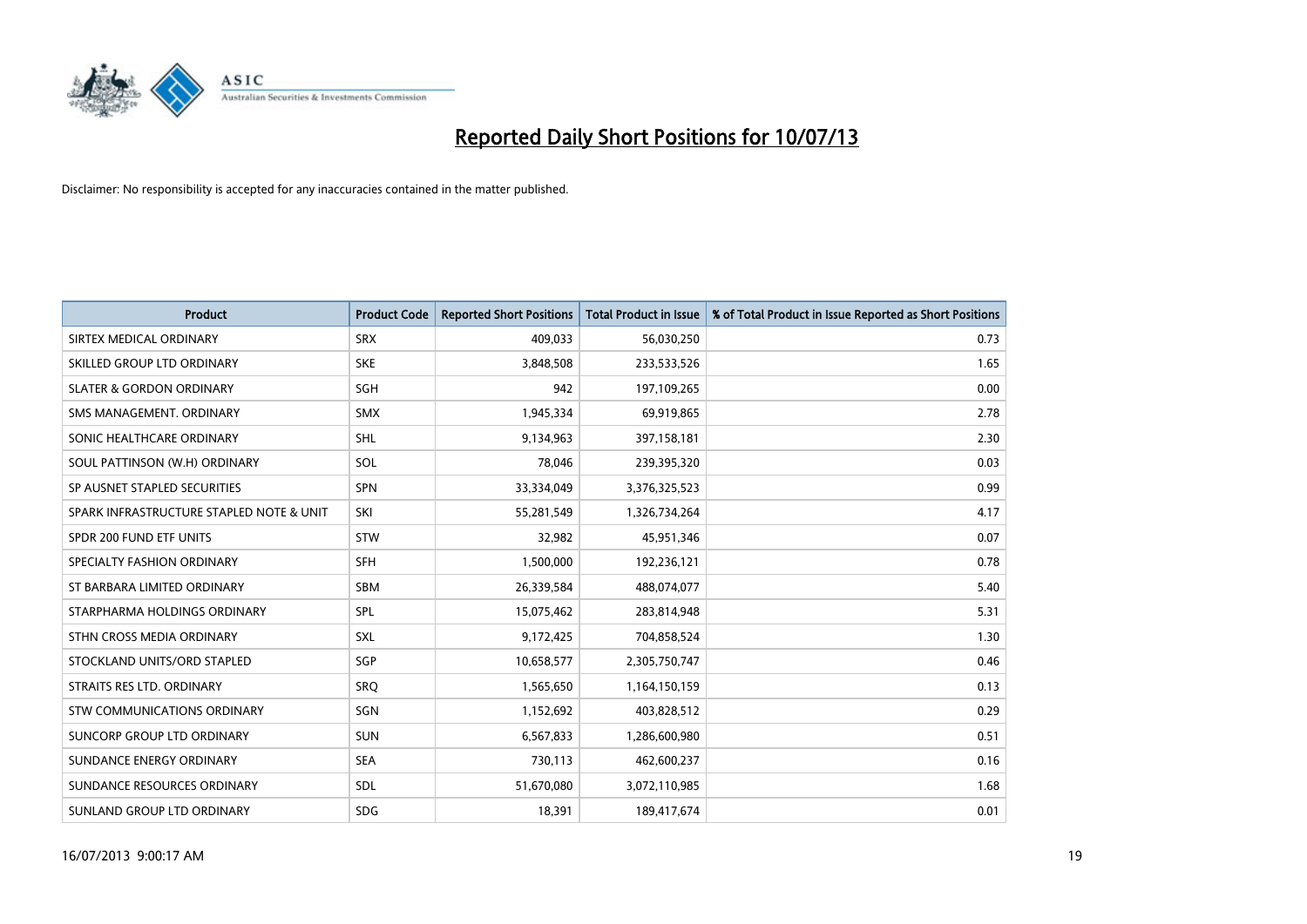# Reported Daily Short Positions for 10/07/13

Disclaimer: No responsibility is accepted for any inaccuracies contained in the matter published.

| Product | Product Code | Reported Short Positions | Total Product in Issue | % of Total Product in Issue Reported as Short Positions |
|---|---|---|---|---|
| SIRTEX MEDICAL ORDINARY | SRX | 409,033 | 56,030,250 | 0.73 |
| SKILLED GROUP LTD ORDINARY | SKE | 3,848,508 | 233,533,526 | 1.65 |
| SLATER & GORDON ORDINARY | SGH | 942 | 197,109,265 | 0.00 |
| SMS MANAGEMENT. ORDINARY | SMX | 1,945,334 | 69,919,865 | 2.78 |
| SONIC HEALTHCARE ORDINARY | SHL | 9,134,963 | 397,158,181 | 2.30 |
| SOUL PATTINSON (W.H) ORDINARY | SOL | 78,046 | 239,395,320 | 0.03 |
| SP AUSNET STAPLED SECURITIES | SPN | 33,334,049 | 3,376,325,523 | 0.99 |
| SPARK INFRASTRUCTURE STAPLED NOTE & UNIT | SKI | 55,281,549 | 1,326,734,264 | 4.17 |
| SPDR 200 FUND ETF UNITS | STW | 32,982 | 45,951,346 | 0.07 |
| SPECIALTY FASHION ORDINARY | SFH | 1,500,000 | 192,236,121 | 0.78 |
| ST BARBARA LIMITED ORDINARY | SBM | 26,339,584 | 488,074,077 | 5.40 |
| STARPHARMA HOLDINGS ORDINARY | SPL | 15,075,462 | 283,814,948 | 5.31 |
| STHN CROSS MEDIA ORDINARY | SXL | 9,172,425 | 704,858,524 | 1.30 |
| STOCKLAND UNITS/ORD STAPLED | SGP | 10,658,577 | 2,305,750,747 | 0.46 |
| STRAITS RES LTD. ORDINARY | SRQ | 1,565,650 | 1,164,150,159 | 0.13 |
| STW COMMUNICATIONS ORDINARY | SGN | 1,152,692 | 403,828,512 | 0.29 |
| SUNCORP GROUP LTD ORDINARY | SUN | 6,567,833 | 1,286,600,980 | 0.51 |
| SUNDANCE ENERGY ORDINARY | SEA | 730,113 | 462,600,237 | 0.16 |
| SUNDANCE RESOURCES ORDINARY | SDL | 51,670,080 | 3,072,110,985 | 1.68 |
| SUNLAND GROUP LTD ORDINARY | SDG | 18,391 | 189,417,674 | 0.01 |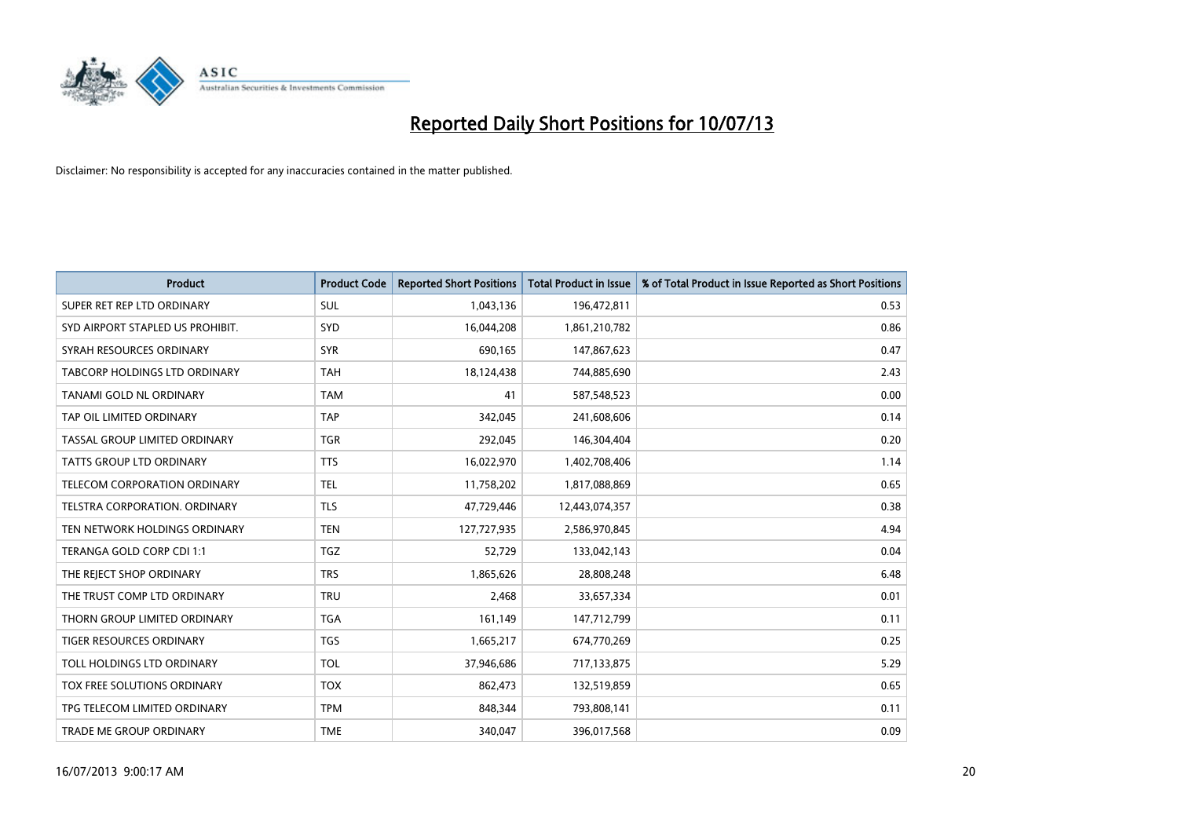# Reported Daily Short Positions for 10/07/13

Disclaimer: No responsibility is accepted for any inaccuracies contained in the matter published.

| Product | Product Code | Reported Short Positions | Total Product in Issue | % of Total Product in Issue Reported as Short Positions |
|---|---|---|---|---|
| SUPER RET REP LTD ORDINARY | SUL | 1,043,136 | 196,472,811 | 0.53 |
| SYD AIRPORT STAPLED US PROHIBIT. | SYD | 16,044,208 | 1,861,210,782 | 0.86 |
| SYRAH RESOURCES ORDINARY | SYR | 690,165 | 147,867,623 | 0.47 |
| TABCORP HOLDINGS LTD ORDINARY | TAH | 18,124,438 | 744,885,690 | 2.43 |
| TANAMI GOLD NL ORDINARY | TAM | 41 | 587,548,523 | 0.00 |
| TAP OIL LIMITED ORDINARY | TAP | 342,045 | 241,608,606 | 0.14 |
| TASSAL GROUP LIMITED ORDINARY | TGR | 292,045 | 146,304,404 | 0.20 |
| TATTS GROUP LTD ORDINARY | TTS | 16,022,970 | 1,402,708,406 | 1.14 |
| TELECOM CORPORATION ORDINARY | TEL | 11,758,202 | 1,817,088,869 | 0.65 |
| TELSTRA CORPORATION. ORDINARY | TLS | 47,729,446 | 12,443,074,357 | 0.38 |
| TEN NETWORK HOLDINGS ORDINARY | TEN | 127,727,935 | 2,586,970,845 | 4.94 |
| TERANGA GOLD CORP CDI 1:1 | TGZ | 52,729 | 133,042,143 | 0.04 |
| THE REJECT SHOP ORDINARY | TRS | 1,865,626 | 28,808,248 | 6.48 |
| THE TRUST COMP LTD ORDINARY | TRU | 2,468 | 33,657,334 | 0.01 |
| THORN GROUP LIMITED ORDINARY | TGA | 161,149 | 147,712,799 | 0.11 |
| TIGER RESOURCES ORDINARY | TGS | 1,665,217 | 674,770,269 | 0.25 |
| TOLL HOLDINGS LTD ORDINARY | TOL | 37,946,686 | 717,133,875 | 5.29 |
| TOX FREE SOLUTIONS ORDINARY | TOX | 862,473 | 132,519,859 | 0.65 |
| TPG TELECOM LIMITED ORDINARY | TPM | 848,344 | 793,808,141 | 0.11 |
| TRADE ME GROUP ORDINARY | TME | 340,047 | 396,017,568 | 0.09 |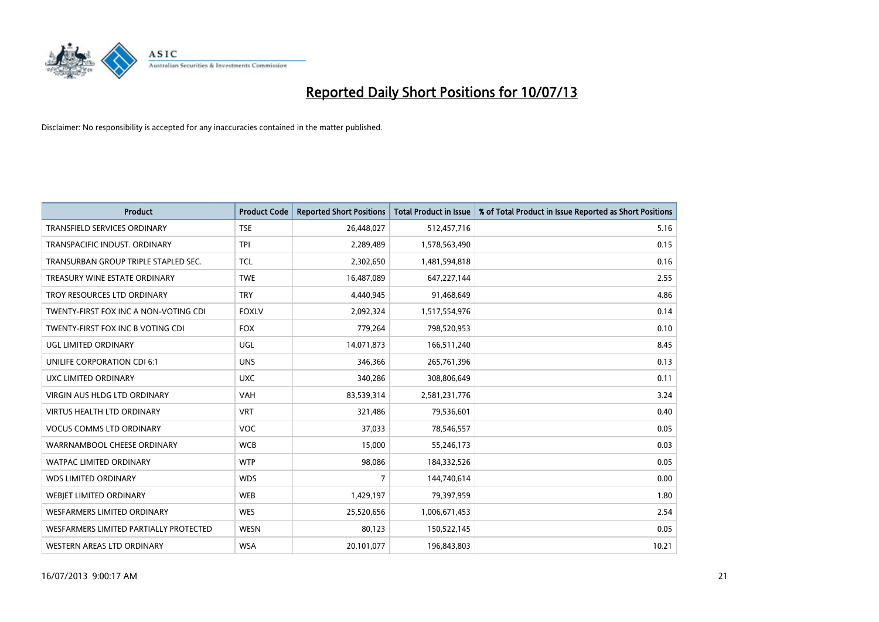# Reported Daily Short Positions for 10/07/13

Disclaimer: No responsibility is accepted for any inaccuracies contained in the matter published.

| Product | Product Code | Reported Short Positions | Total Product in Issue | % of Total Product in Issue Reported as Short Positions |
|---|---|---|---|---|
| TRANSFIELD SERVICES ORDINARY | TSE | 26,448,027 | 512,457,716 | 5.16 |
| TRANSPACIFIC INDUST. ORDINARY | TPI | 2,289,489 | 1,578,563,490 | 0.15 |
| TRANSURBAN GROUP TRIPLE STAPLED SEC. | TCL | 2,302,650 | 1,481,594,818 | 0.16 |
| TREASURY WINE ESTATE ORDINARY | TWE | 16,487,089 | 647,227,144 | 2.55 |
| TROY RESOURCES LTD ORDINARY | TRY | 4,440,945 | 91,468,649 | 4.86 |
| TWENTY-FIRST FOX INC A NON-VOTING CDI | FOXLV | 2,092,324 | 1,517,554,976 | 0.14 |
| TWENTY-FIRST FOX INC B VOTING CDI | FOX | 779,264 | 798,520,953 | 0.10 |
| UGL LIMITED ORDINARY | UGL | 14,071,873 | 166,511,240 | 8.45 |
| UNILIFE CORPORATION CDI 6:1 | UNS | 346,366 | 265,761,396 | 0.13 |
| UXC LIMITED ORDINARY | UXC | 340,286 | 308,806,649 | 0.11 |
| VIRGIN AUS HLDG LTD ORDINARY | VAH | 83,539,314 | 2,581,231,776 | 3.24 |
| VIRTUS HEALTH LTD ORDINARY | VRT | 321,486 | 79,536,601 | 0.40 |
| VOCUS COMMS LTD ORDINARY | VOC | 37,033 | 78,546,557 | 0.05 |
| WARRNAMBOOL CHEESE ORDINARY | WCB | 15,000 | 55,246,173 | 0.03 |
| WATPAC LIMITED ORDINARY | WTP | 98,086 | 184,332,526 | 0.05 |
| WDS LIMITED ORDINARY | WDS | 7 | 144,740,614 | 0.00 |
| WEBJET LIMITED ORDINARY | WEB | 1,429,197 | 79,397,959 | 1.80 |
| WESFARMERS LIMITED ORDINARY | WES | 25,520,656 | 1,006,671,453 | 2.54 |
| WESFARMERS LIMITED PARTIALLY PROTECTED | WESN | 80,123 | 150,522,145 | 0.05 |
| WESTERN AREAS LTD ORDINARY | WSA | 20,101,077 | 196,843,803 | 10.21 |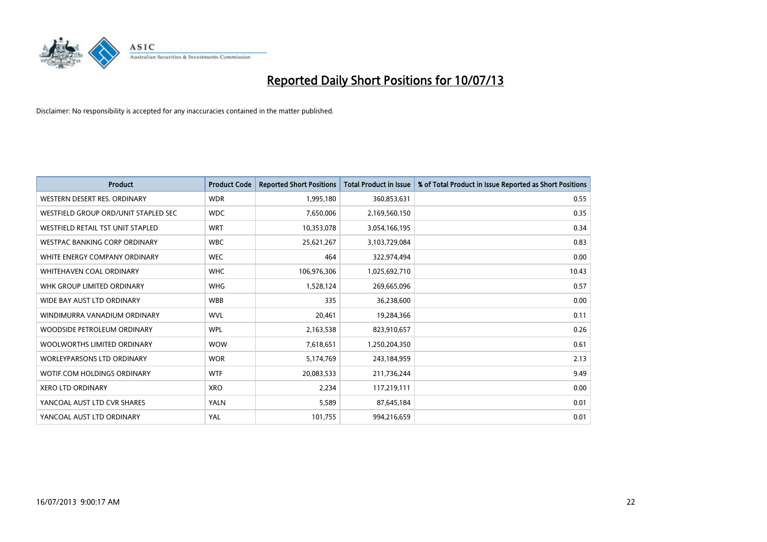# Reported Daily Short Positions for 10/07/13

Disclaimer: No responsibility is accepted for any inaccuracies contained in the matter published.

| Product | Product Code | Reported Short Positions | Total Product in Issue | % of Total Product in Issue Reported as Short Positions |
|---|---|---|---|---|
| WESTERN DESERT RES. ORDINARY | WDR | 1,995,180 | 360,853,631 | 0.55 |
| WESTFIELD GROUP ORD/UNIT STAPLED SEC | WDC | 7,650,006 | 2,169,560,150 | 0.35 |
| WESTFIELD RETAIL TST UNIT STAPLED | WRT | 10,353,078 | 3,054,166,195 | 0.34 |
| WESTPAC BANKING CORP ORDINARY | WBC | 25,621,267 | 3,103,729,084 | 0.83 |
| WHITE ENERGY COMPANY ORDINARY | WEC | 464 | 322,974,494 | 0.00 |
| WHITEHAVEN COAL ORDINARY | WHC | 106,976,306 | 1,025,692,710 | 10.43 |
| WHK GROUP LIMITED ORDINARY | WHG | 1,528,124 | 269,665,096 | 0.57 |
| WIDE BAY AUST LTD ORDINARY | WBB | 335 | 36,238,600 | 0.00 |
| WINDIMURRA VANADIUM ORDINARY | WVL | 20,461 | 19,284,366 | 0.11 |
| WOODSIDE PETROLEUM ORDINARY | WPL | 2,163,538 | 823,910,657 | 0.26 |
| WOOLWORTHS LIMITED ORDINARY | WOW | 7,618,651 | 1,250,204,350 | 0.61 |
| WORLEYPARSONS LTD ORDINARY | WOR | 5,174,769 | 243,184,959 | 2.13 |
| WOTIF.COM HOLDINGS ORDINARY | WTF | 20,083,533 | 211,736,244 | 9.49 |
| XERO LTD ORDINARY | XRO | 2,234 | 117,219,111 | 0.00 |
| YANCOAL AUST LTD CVR SHARES | YALN | 5,589 | 87,645,184 | 0.01 |
| YANCOAL AUST LTD ORDINARY | YAL | 101,755 | 994,216,659 | 0.01 |

16/07/2013 9:00:17 AM